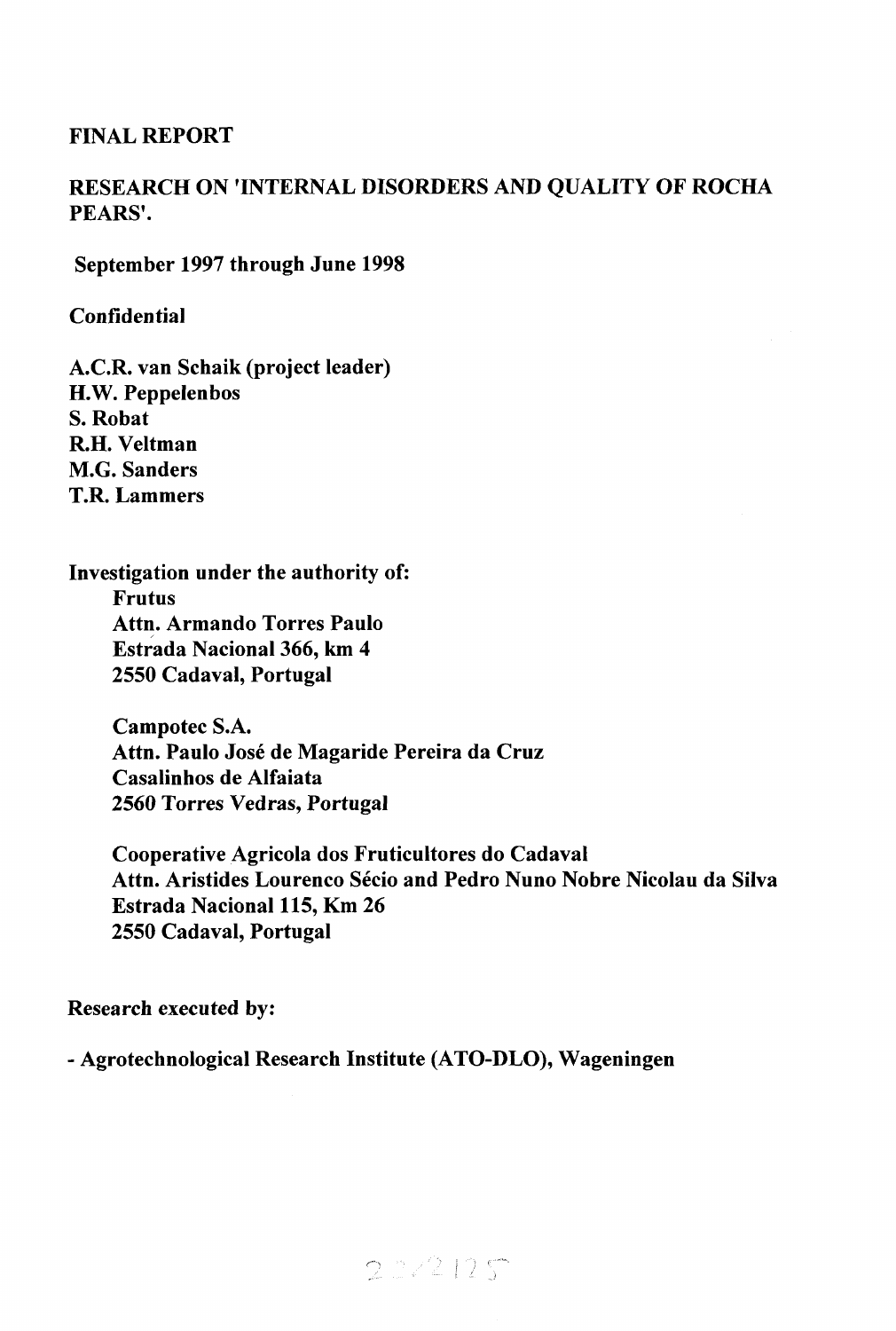# FINAL REPORT

## RESEARCH ON 'INTERNAL DISORDERS AND QUALITY OF ROCHA PEARS'.

**September 1997 through June 1998**

**Confidential**

**A.C.R. van Schaik (project leader)**
**H.W. Peppelenbos**
**S. Robat**
**R.H. Veltman**
**M.G. Sanders**
**T.R. Lammers**

**Investigation under the authority of:**

**Frutus**
**Attn. Armando Torres Paulo**
**Estrada Nacional 366, km 4**
**2550 Cadaval, Portugal**

**Campotec S.A.**
**Attn. Paulo José de Magaride Pereira da Cruz**
**Casalinhos de Alfaiata**
**2560 Torres Vedras, Portugal**

**Cooperative Agricola dos Fruticultores do Cadaval**
**Attn. Aristides Lourenco Sécio and Pedro Nuno Nobre Nicolau da Silva**
**Estrada Nacional 115, Km 26**
**2550 Cadaval, Portugal**

**Research executed by:**

**- Agrotechnological Research Institute (ATO-DLO), Wageningen**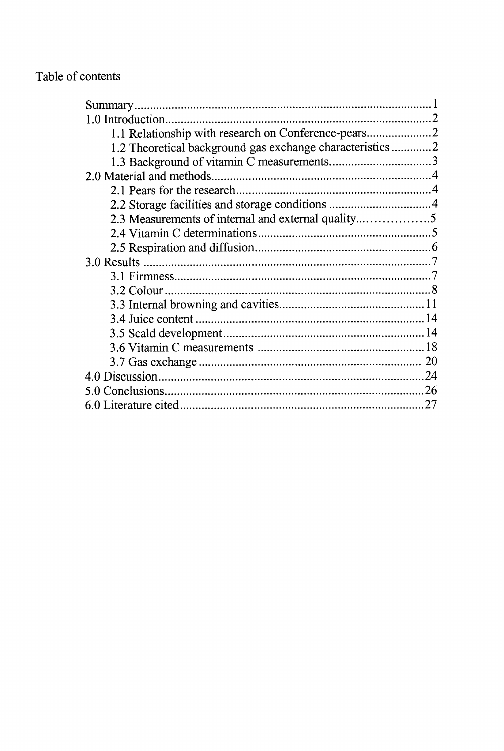Table of contents

Summary........................................................................................1
1.0 Introduction..............................................................................2
    1.1 Relationship with research on Conference-pears....................2
    1.2 Theoretical background gas exchange characteristics............2
    1.3 Background of vitamin C measurements................................3
2.0 Material and methods.................................................................4
    2.1 Pears for the research...........................................................4
    2.2 Storage facilities and storage conditions................................4
    2.3 Measurements of internal and external quality.......................5
    2.4 Vitamin C determinations.....................................................5
    2.5 Respiration and diffusion......................................................6
3.0 Results.......................................................................................7
    3.1 Firmness..............................................................................7
    3.2 Colour..................................................................................8
    3.3 Internal browning and cavities.............................................11
    3.4 Juice content.......................................................................14
    3.5 Scald development..............................................................14
    3.6 Vitamin C measurements.....................................................18
    3.7 Gas exchange......................................................................20
4.0 Discussion................................................................................24
5.0 Conclusions..............................................................................26
6.0 Literature cited.........................................................................27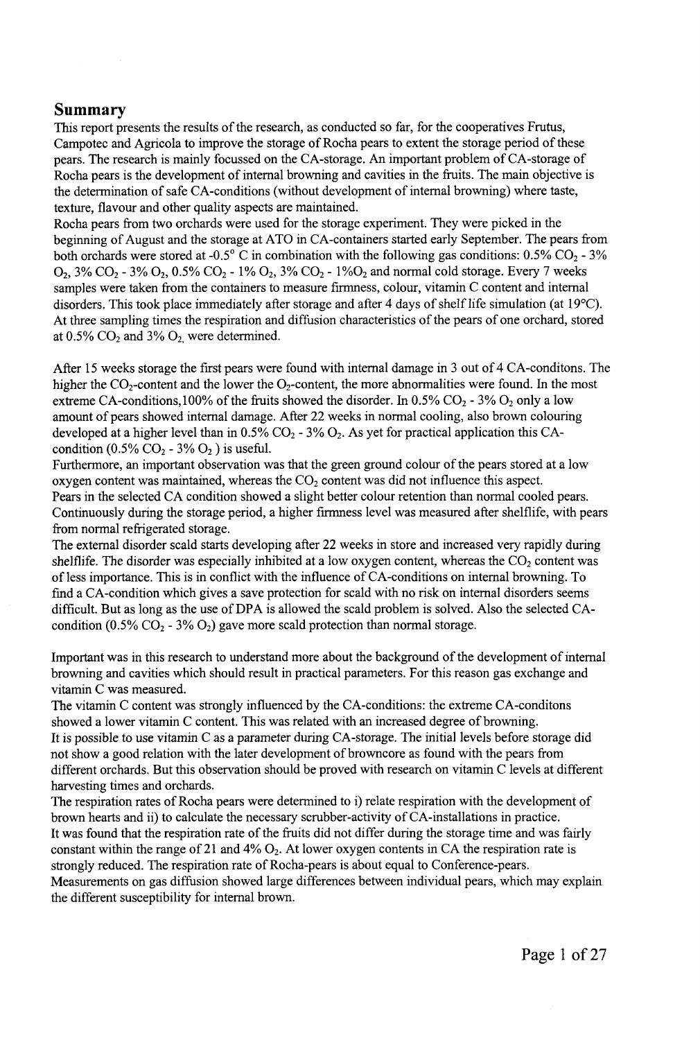## Summary

This report presents the results of the research, as conducted so far, for the cooperatives Frutus, Campotec and Agricola to improve the storage of Rocha pears to extent the storage period of these pears. The research is mainly focussed on the CA-storage. An important problem of CA-storage of Rocha pears is the development of internal browning and cavities in the fruits. The main objective is the determination of safe CA-conditions (without development of internal browning) where taste, texture, flavour and other quality aspects are maintained.

Rocha pears from two orchards were used for the storage experiment. They were picked in the beginning of August and the storage at ATO in CA-containers started early September. The pears from both orchards were stored at -0.5° C in combination with the following gas conditions: 0.5% $CO_2$ - 3% $O_2$, 3% $CO_2$ - 3% $O_2$, 0.5% $CO_2$ - 1% $O_2$, 3% $CO_2$ - 1%$O_2$ and normal cold storage. Every 7 weeks samples were taken from the containers to measure firmness, colour, vitamin C content and internal disorders. This took place immediately after storage and after 4 days of shelf life simulation (at 19°C). At three sampling times the respiration and diffusion characteristics of the pears of one orchard, stored at 0.5% $CO_2$ and 3% $O_2$, were determined.

After 15 weeks storage the first pears were found with internal damage in 3 out of 4 CA-conditons. The higher the $CO_2$-content and the lower the $O_2$-content, the more abnormalities were found. In the most extreme CA-conditions,100% of the fruits showed the disorder. In 0.5% $CO_2$ - 3% $O_2$ only a low amount of pears showed internal damage. After 22 weeks in normal cooling, also brown colouring developed at a higher level than in 0.5% $CO_2$ - 3% $O_2$. As yet for practical application this CA-condition (0.5% $CO_2$ - 3% $O_2$ ) is useful.

Furthermore, an important observation was that the green ground colour of the pears stored at a low oxygen content was maintained, whereas the $CO_2$ content was did not influence this aspect.

Pears in the selected CA condition showed a slight better colour retention than normal cooled pears. Continuously during the storage period, a higher firmness level was measured after shelflife, with pears from normal refrigerated storage.

The external disorder scald starts developing after 22 weeks in store and increased very rapidly during shelflife. The disorder was especially inhibited at a low oxygen content, whereas the $CO_2$ content was of less importance. This is in conflict with the influence of CA-conditions on internal browning. To find a CA-condition which gives a save protection for scald with no risk on internal disorders seems difficult. But as long as the use of DPA is allowed the scald problem is solved. Also the selected CA-condition (0.5% $CO_2$ - 3% $O_2$) gave more scald protection than normal storage.

Important was in this research to understand more about the background of the development of internal browning and cavities which should result in practical parameters. For this reason gas exchange and vitamin C was measured.

The vitamin C content was strongly influenced by the CA-conditions: the extreme CA-conditons showed a lower vitamin C content. This was related with an increased degree of browning.

It is possible to use vitamin C as a parameter during CA-storage. The initial levels before storage did not show a good relation with the later development of browncore as found with the pears from different orchards. But this observation should be proved with research on vitamin C levels at different harvesting times and orchards.

The respiration rates of Rocha pears were determined to i) relate respiration with the development of brown hearts and ii) to calculate the necessary scrubber-activity of CA-installations in practice.

It was found that the respiration rate of the fruits did not differ during the storage time and was fairly constant within the range of 21 and 4% $O_2$. At lower oxygen contents in CA the respiration rate is strongly reduced. The respiration rate of Rocha-pears is about equal to Conference-pears.

Measurements on gas diffusion showed large differences between individual pears, which may explain the different susceptibility for internal brown.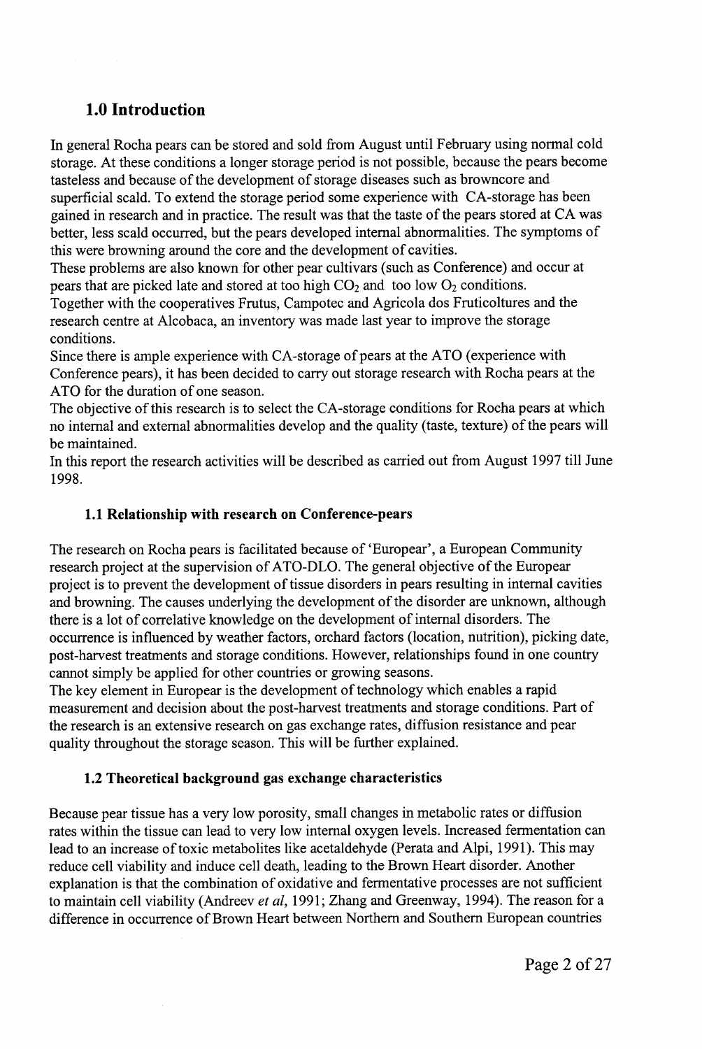## 1.0 Introduction

In general Rocha pears can be stored and sold from August until February using normal cold storage. At these conditions a longer storage period is not possible, because the pears become tasteless and because of the development of storage diseases such as browncore and superficial scald. To extend the storage period some experience with CA-storage has been gained in research and in practice. The result was that the taste of the pears stored at CA was better, less scald occurred, but the pears developed internal abnormalities. The symptoms of this were browning around the core and the development of cavities.

These problems are also known for other pear cultivars (such as Conference) and occur at pears that are picked late and stored at too high $CO_2$ and too low $O_2$ conditions.

Together with the cooperatives Frutus, Campotec and Agricola dos Fruticoltures and the research centre at Alcobaca, an inventory was made last year to improve the storage conditions.

Since there is ample experience with CA-storage of pears at the ATO (experience with Conference pears), it has been decided to carry out storage research with Rocha pears at the ATO for the duration of one season.

The objective of this research is to select the CA-storage conditions for Rocha pears at which no internal and external abnormalities develop and the quality (taste, texture) of the pears will be maintained.

In this report the research activities will be described as carried out from August 1997 till June 1998.

### 1.1 Relationship with research on Conference-pears

The research on Rocha pears is facilitated because of 'Europear', a European Community research project at the supervision of ATO-DLO. The general objective of the Europear project is to prevent the development of tissue disorders in pears resulting in internal cavities and browning. The causes underlying the development of the disorder are unknown, although there is a lot of correlative knowledge on the development of internal disorders. The occurrence is influenced by weather factors, orchard factors (location, nutrition), picking date, post-harvest treatments and storage conditions. However, relationships found in one country cannot simply be applied for other countries or growing seasons.

The key element in Europear is the development of technology which enables a rapid measurement and decision about the post-harvest treatments and storage conditions. Part of the research is an extensive research on gas exchange rates, diffusion resistance and pear quality throughout the storage season. This will be further explained.

### 1.2 Theoretical background gas exchange characteristics

Because pear tissue has a very low porosity, small changes in metabolic rates or diffusion rates within the tissue can lead to very low internal oxygen levels. Increased fermentation can lead to an increase of toxic metabolites like acetaldehyde (Perata and Alpi, 1991). This may reduce cell viability and induce cell death, leading to the Brown Heart disorder. Another explanation is that the combination of oxidative and fermentative processes are not sufficient to maintain cell viability (Andreev *et al*, 1991; Zhang and Greenway, 1994). The reason for a difference in occurrence of Brown Heart between Northern and Southern European countries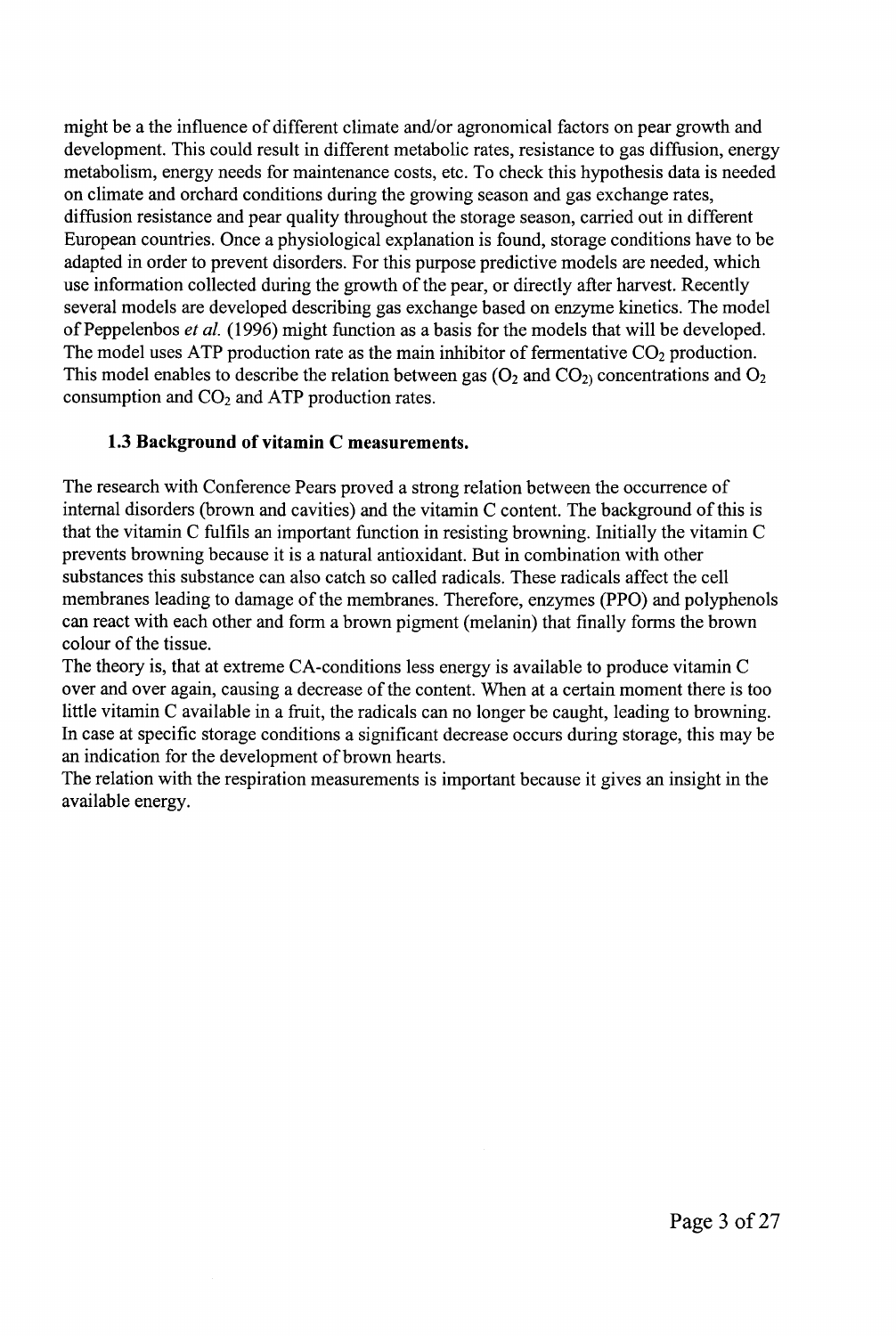might be a the influence of different climate and/or agronomical factors on pear growth and development. This could result in different metabolic rates, resistance to gas diffusion, energy metabolism, energy needs for maintenance costs, etc. To check this hypothesis data is needed on climate and orchard conditions during the growing season and gas exchange rates, diffusion resistance and pear quality throughout the storage season, carried out in different European countries. Once a physiological explanation is found, storage conditions have to be adapted in order to prevent disorders. For this purpose predictive models are needed, which use information collected during the growth of the pear, or directly after harvest. Recently several models are developed describing gas exchange based on enzyme kinetics. The model of Peppelenbos *et al.* (1996) might function as a basis for the models that will be developed. The model uses ATP production rate as the main inhibitor of fermentative $CO_2$ production. This model enables to describe the relation between gas ($O_2$ and $CO_2$) concentrations and $O_2$ consumption and $CO_2$ and ATP production rates.

### 1.3 Background of vitamin C measurements.

The research with Conference Pears proved a strong relation between the occurrence of internal disorders (brown and cavities) and the vitamin C content. The background of this is that the vitamin C fulfils an important function in resisting browning. Initially the vitamin C prevents browning because it is a natural antioxidant. But in combination with other substances this substance can also catch so called radicals. These radicals affect the cell membranes leading to damage of the membranes. Therefore, enzymes (PPO) and polyphenols can react with each other and form a brown pigment (melanin) that finally forms the brown colour of the tissue.

The theory is, that at extreme CA-conditions less energy is available to produce vitamin C over and over again, causing a decrease of the content. When at a certain moment there is too little vitamin C available in a fruit, the radicals can no longer be caught, leading to browning. In case at specific storage conditions a significant decrease occurs during storage, this may be an indication for the development of brown hearts.

The relation with the respiration measurements is important because it gives an insight in the available energy.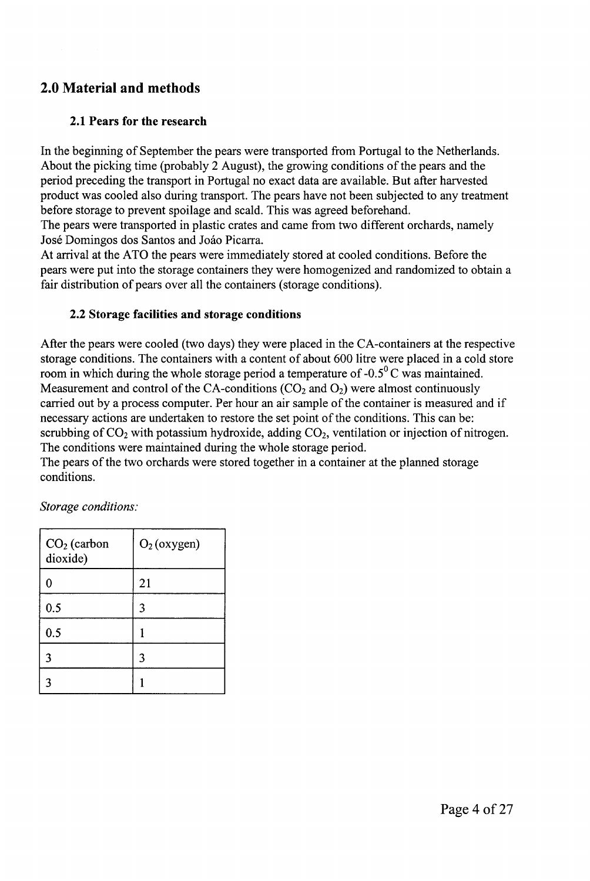## 2.0 Material and methods

### 2.1 Pears for the research

In the beginning of September the pears were transported from Portugal to the Netherlands. About the picking time (probably 2 August), the growing conditions of the pears and the period preceding the transport in Portugal no exact data are available. But after harvested product was cooled also during transport. The pears have not been subjected to any treatment before storage to prevent spoilage and scald. This was agreed beforehand.
The pears were transported in plastic crates and came from two different orchards, namely José Domingos dos Santos and Joáo Picarra.
At arrival at the ATO the pears were immediately stored at cooled conditions. Before the pears were put into the storage containers they were homogenized and randomized to obtain a fair distribution of pears over all the containers (storage conditions).

### 2.2 Storage facilities and storage conditions

After the pears were cooled (two days) they were placed in the CA-containers at the respective storage conditions. The containers with a content of about 600 litre were placed in a cold store room in which during the whole storage period a temperature of $-0.5^0$ C was maintained.
Measurement and control of the CA-conditions ($CO_2$ and $O_2$) were almost continuously carried out by a process computer. Per hour an air sample of the container is measured and if necessary actions are undertaken to restore the set point of the conditions. This can be: scrubbing of $CO_2$ with potassium hydroxide, adding $CO_2$, ventilation or injection of nitrogen.
The conditions were maintained during the whole storage period.
The pears of the two orchards were stored together in a container at the planned storage conditions.

*Storage conditions:*

| $CO_2$ (carbon dioxide) | $O_2$ (oxygen) |
|---|---|
| 0 | 21 |
| 0.5 | 3 |
| 0.5 | 1 |
| 3 | 3 |
| 3 | 1 |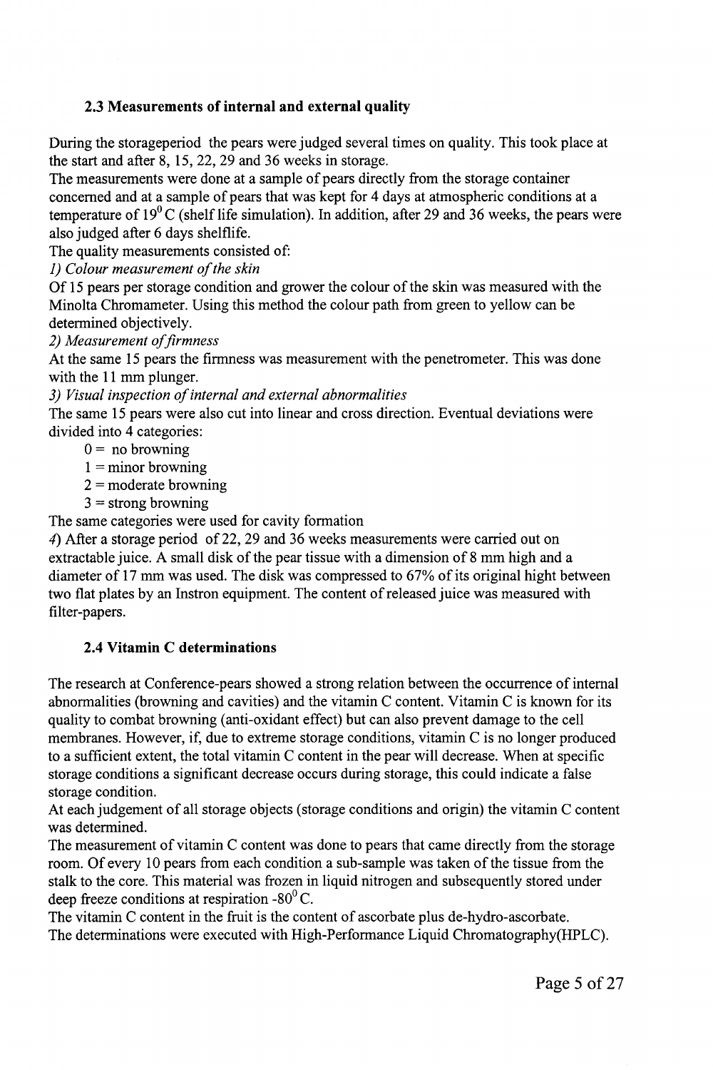### 2.3 Measurements of internal and external quality

During the storageperiod the pears were judged several times on quality. This took place at the start and after 8, 15, 22, 29 and 36 weeks in storage.

The measurements were done at a sample of pears directly from the storage container concerned and at a sample of pears that was kept for 4 days at atmospheric conditions at a temperature of $19^0$ C (shelf life simulation). In addition, after 29 and 36 weeks, the pears were also judged after 6 days shelflife.

The quality measurements consisted of:

*1) Colour measurement of the skin*

Of 15 pears per storage condition and grower the colour of the skin was measured with the Minolta Chromameter. Using this method the colour path from green to yellow can be determined objectively.

*2) Measurement of firmness*

At the same 15 pears the firmness was measurement with the penetrometer. This was done with the 11 mm plunger.

*3) Visual inspection of internal and external abnormalities*

The same 15 pears were also cut into linear and cross direction. Eventual deviations were divided into 4 categories:

0 = no browning
1 = minor browning
2 = moderate browning
3 = strong browning

The same categories were used for cavity formation

*4*) After a storage period of 22, 29 and 36 weeks measurements were carried out on extractable juice. A small disk of the pear tissue with a dimension of 8 mm high and a diameter of 17 mm was used. The disk was compressed to 67% of its original hight between two flat plates by an Instron equipment. The content of released juice was measured with filter-papers.

### 2.4 Vitamin C determinations

The research at Conference-pears showed a strong relation between the occurrence of internal abnormalities (browning and cavities) and the vitamin C content. Vitamin C is known for its quality to combat browning (anti-oxidant effect) but can also prevent damage to the cell membranes. However, if, due to extreme storage conditions, vitamin C is no longer produced to a sufficient extent, the total vitamin C content in the pear will decrease. When at specific storage conditions a significant decrease occurs during storage, this could indicate a false storage condition.

At each judgement of all storage objects (storage conditions and origin) the vitamin C content was determined.

The measurement of vitamin C content was done to pears that came directly from the storage room. Of every 10 pears from each condition a sub-sample was taken of the tissue from the stalk to the core. This material was frozen in liquid nitrogen and subsequently stored under deep freeze conditions at respiration $-80^0$ C.

The vitamin C content in the fruit is the content of ascorbate plus de-hydro-ascorbate.

The determinations were executed with High-Performance Liquid Chromatography(HPLC).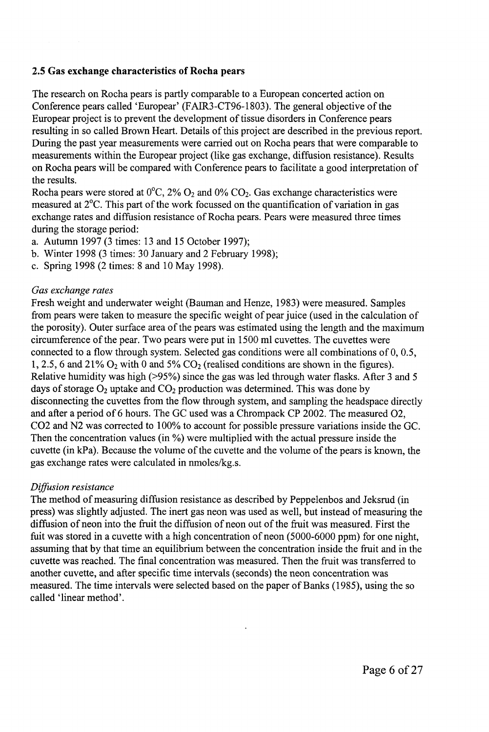## 2.5 Gas exchange characteristics of Rocha pears

The research on Rocha pears is partly comparable to a European concerted action on Conference pears called 'Europear' (FAIR3-CT96-1803). The general objective of the Europear project is to prevent the development of tissue disorders in Conference pears resulting in so called Brown Heart. Details of this project are described in the previous report. During the past year measurements were carried out on Rocha pears that were comparable to measurements within the Europear project (like gas exchange, diffusion resistance). Results on Rocha pears will be compared with Conference pears to facilitate a good interpretation of the results.

Rocha pears were stored at 0°C, 2% $O_2$ and 0% $CO_2$. Gas exchange characteristics were measured at 2°C. This part of the work focussed on the quantification of variation in gas exchange rates and diffusion resistance of Rocha pears. Pears were measured three times during the storage period:

a. Autumn 1997 (3 times: 13 and 15 October 1997);
b. Winter 1998 (3 times: 30 January and 2 February 1998);
c. Spring 1998 (2 times: 8 and 10 May 1998).

*Gas exchange rates*

Fresh weight and underwater weight (Bauman and Henze, 1983) were measured. Samples from pears were taken to measure the specific weight of pear juice (used in the calculation of the porosity). Outer surface area of the pears was estimated using the length and the maximum circumference of the pear. Two pears were put in 1500 ml cuvettes. The cuvettes were connected to a flow through system. Selected gas conditions were all combinations of 0, 0.5, 1, 2.5, 6 and 21% $O_2$ with 0 and 5% $CO_2$ (realised conditions are shown in the figures). Relative humidity was high (>95%) since the gas was led through water flasks. After 3 and 5 days of storage $O_2$ uptake and $CO_2$ production was determined. This was done by disconnecting the cuvettes from the flow through system, and sampling the headspace directly and after a period of 6 hours. The GC used was a Chrompack CP 2002. The measured O2, CO2 and N2 was corrected to 100% to account for possible pressure variations inside the GC. Then the concentration values (in %) were multiplied with the actual pressure inside the cuvette (in kPa). Because the volume of the cuvette and the volume of the pears is known, the gas exchange rates were calculated in nmoles/kg.s.

*Diffusion resistance*

The method of measuring diffusion resistance as described by Peppelenbos and Jeksrud (in press) was slightly adjusted. The inert gas neon was used as well, but instead of measuring the diffusion of neon into the fruit the diffusion of neon out of the fruit was measured. First the fuit was stored in a cuvette with a high concentration of neon (5000-6000 ppm) for one night, assuming that by that time an equilibrium between the concentration inside the fruit and in the cuvette was reached. The final concentration was measured. Then the fruit was transferred to another cuvette, and after specific time intervals (seconds) the neon concentration was measured. The time intervals were selected based on the paper of Banks (1985), using the so called 'linear method'.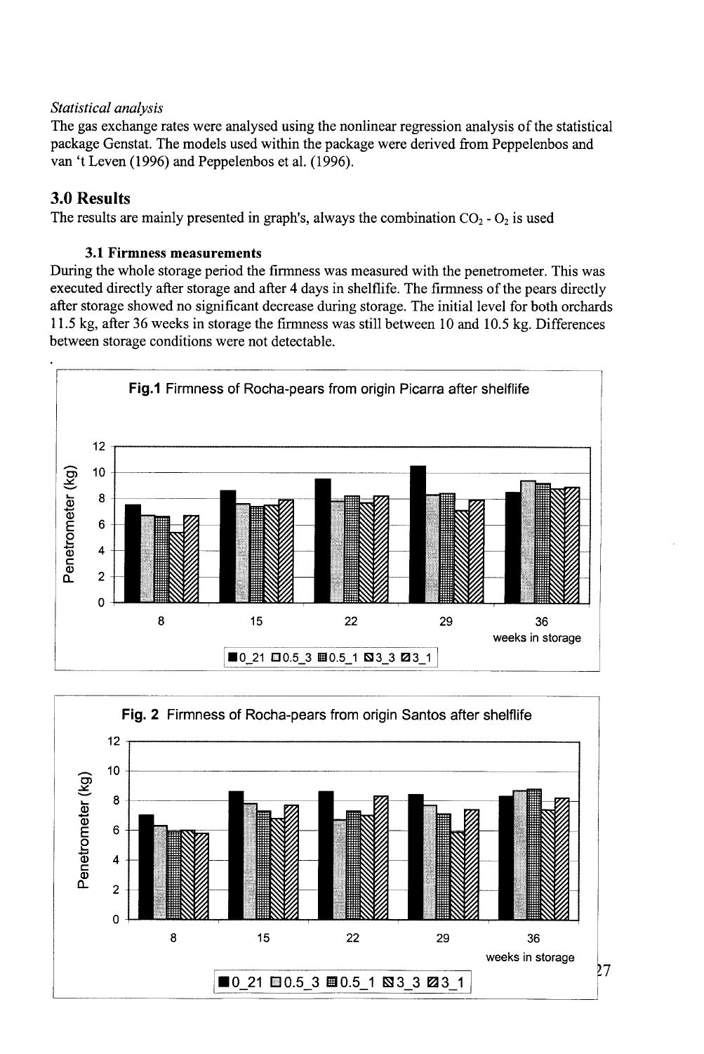*Statistical analysis*

The gas exchange rates were analysed using the nonlinear regression analysis of the statistical package Genstat. The models used within the package were derived from Peppelenbos and van 't Leven (1996) and Peppelenbos et al. (1996).

## 3.0 Results

The results are mainly presented in graph's, always the combination $CO_2$ - $O_2$ is used

### 3.1 Firmness measurements

During the whole storage period the firmness was measured with the penetrometer. This was executed directly after storage and after 4 days in shelflife. The firmness of the pears directly after storage showed no significant decrease during storage. The initial level for both orchards 11.5 kg, after 36 weeks in storage the firmness was still between 10 and 10.5 kg. Differences between storage conditions were not detectable.

**Fig.1** Firmness of Rocha-pears from origin Picarra after shelflife

**Fig. 2** Firmness of Rocha-pears from origin Santos after shelflife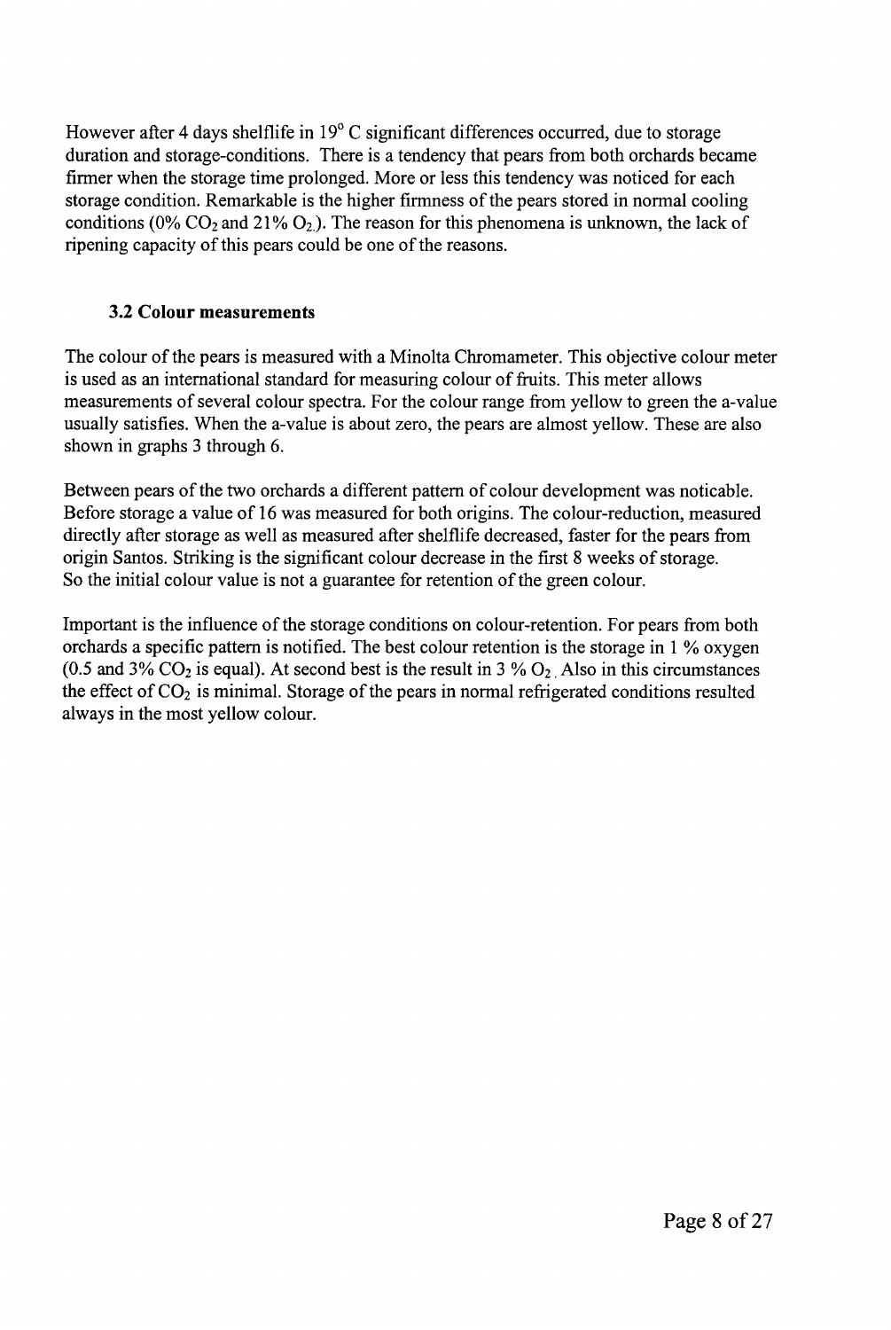However after 4 days shelflife in 19° C significant differences occurred, due to storage duration and storage-conditions. There is a tendency that pears from both orchards became firmer when the storage time prolonged. More or less this tendency was noticed for each storage condition. Remarkable is the higher firmness of the pears stored in normal cooling conditions (0% $CO_2$ and 21% $O_2$). The reason for this phenomena is unknown, the lack of ripening capacity of this pears could be one of the reasons.

### 3.2 Colour measurements

The colour of the pears is measured with a Minolta Chromameter. This objective colour meter is used as an international standard for measuring colour of fruits. This meter allows measurements of several colour spectra. For the colour range from yellow to green the a-value usually satisfies. When the a-value is about zero, the pears are almost yellow. These are also shown in graphs 3 through 6.

Between pears of the two orchards a different pattern of colour development was noticable. Before storage a value of 16 was measured for both origins. The colour-reduction, measured directly after storage as well as measured after shelflife decreased, faster for the pears from origin Santos. Striking is the significant colour decrease in the first 8 weeks of storage. So the initial colour value is not a guarantee for retention of the green colour.

Important is the influence of the storage conditions on colour-retention. For pears from both orchards a specific pattern is notified. The best colour retention is the storage in 1 % oxygen (0.5 and 3% $CO_2$ is equal). At second best is the result in 3 % $O_2$. Also in this circumstances the effect of $CO_2$ is minimal. Storage of the pears in normal refrigerated conditions resulted always in the most yellow colour.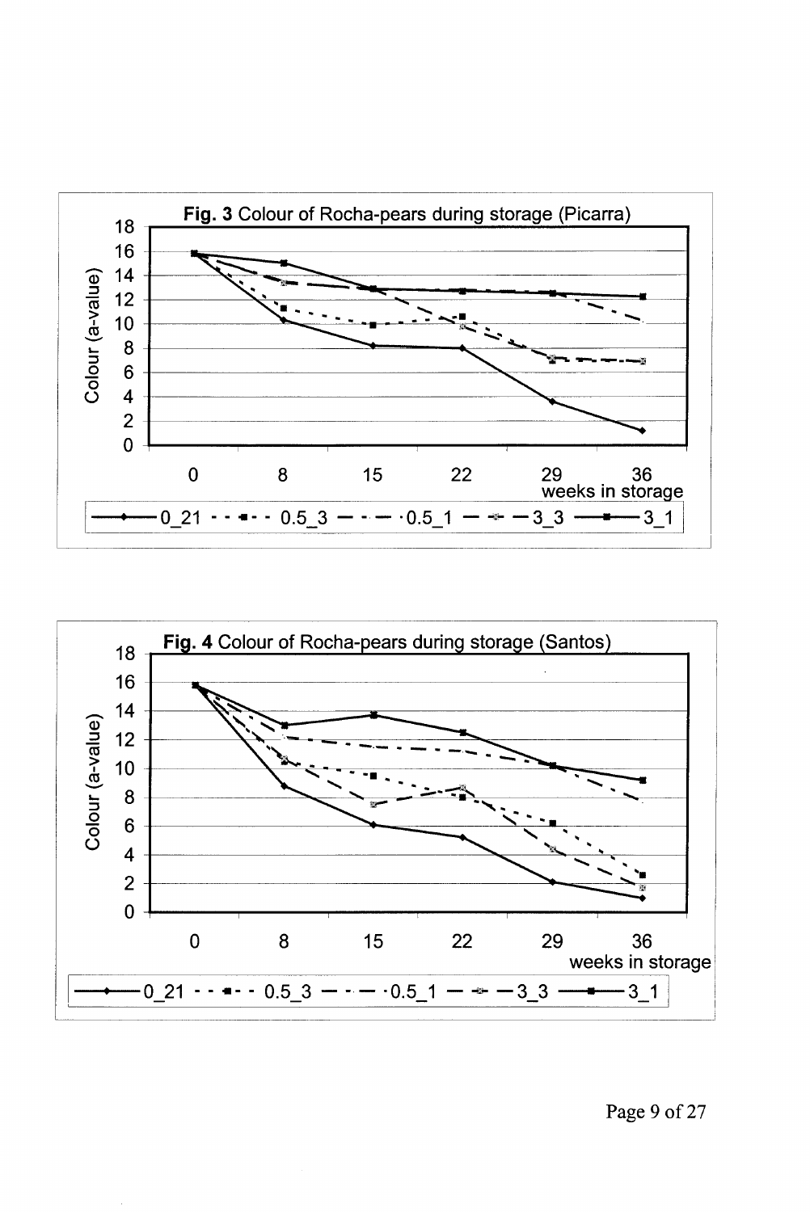**Fig. 3** Colour of Rocha-pears during storage (Picarra)

**Fig. 4** Colour of Rocha-pears during storage (Santos)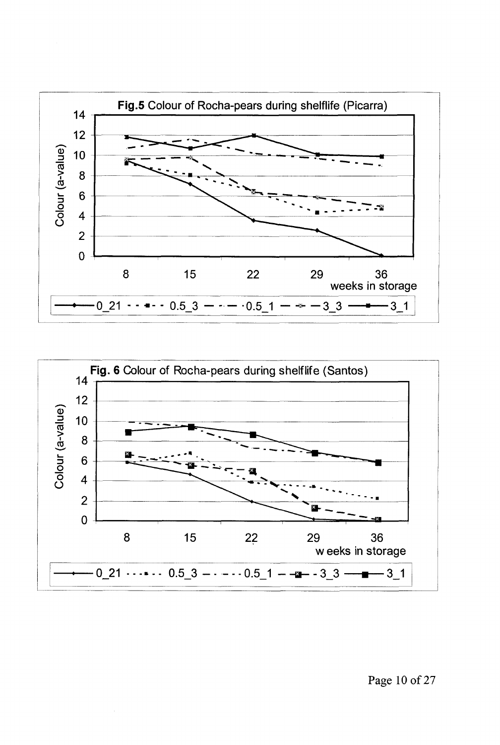**Fig.5** Colour of Rocha-pears during shelflife (Picarra)

Colour (a-value)

weeks in storage

0_21 · 0.5_3 · 0.5_1 · 3_3 · 3_1

**Fig. 6** Colour of Rocha-pears during shelflife (Santos)

Colour (a-value)

weeks in storage

0_21 · 0.5_3 · 0.5_1 · 3_3 · 3_1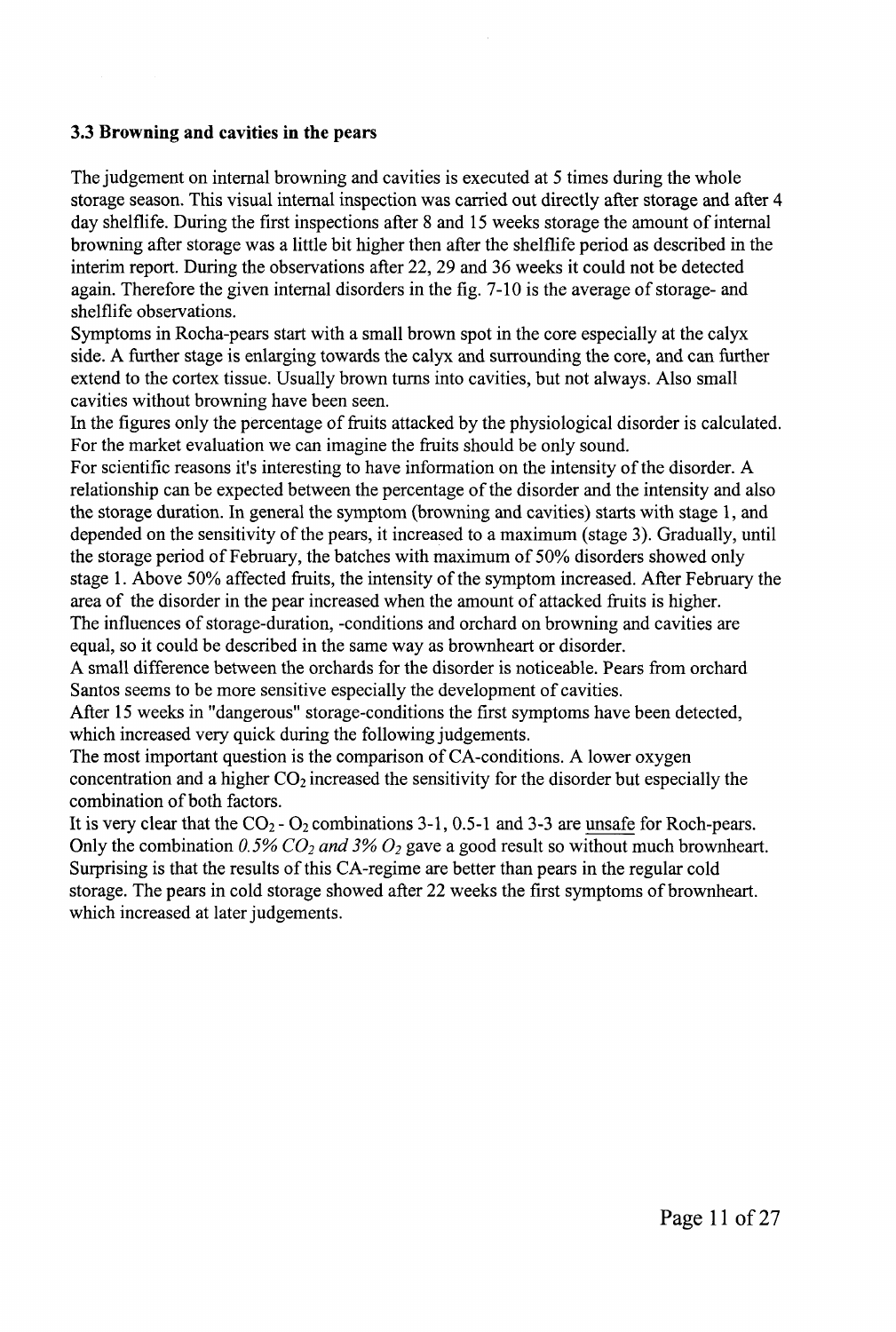### 3.3 Browning and cavities in the pears

The judgement on internal browning and cavities is executed at 5 times during the whole storage season. This visual internal inspection was carried out directly after storage and after 4 day shelflife. During the first inspections after 8 and 15 weeks storage the amount of internal browning after storage was a little bit higher then after the shelflife period as described in the interim report. During the observations after 22, 29 and 36 weeks it could not be detected again. Therefore the given internal disorders in the fig. 7-10 is the average of storage- and shelflife observations.

Symptoms in Rocha-pears start with a small brown spot in the core especially at the calyx side. A further stage is enlarging towards the calyx and surrounding the core, and can further extend to the cortex tissue. Usually brown turns into cavities, but not always. Also small cavities without browning have been seen.

In the figures only the percentage of fruits attacked by the physiological disorder is calculated. For the market evaluation we can imagine the fruits should be only sound.

For scientific reasons it's interesting to have information on the intensity of the disorder. A relationship can be expected between the percentage of the disorder and the intensity and also the storage duration. In general the symptom (browning and cavities) starts with stage 1, and depended on the sensitivity of the pears, it increased to a maximum (stage 3). Gradually, until the storage period of February, the batches with maximum of 50% disorders showed only stage 1. Above 50% affected fruits, the intensity of the symptom increased. After February the area of the disorder in the pear increased when the amount of attacked fruits is higher.

The influences of storage-duration, -conditions and orchard on browning and cavities are equal, so it could be described in the same way as brownheart or disorder.

A small difference between the orchards for the disorder is noticeable. Pears from orchard Santos seems to be more sensitive especially the development of cavities.

After 15 weeks in "dangerous" storage-conditions the first symptoms have been detected, which increased very quick during the following judgements.

The most important question is the comparison of CA-conditions. A lower oxygen concentration and a higher $CO_2$ increased the sensitivity for the disorder but especially the combination of both factors.

It is very clear that the $CO_2$ - $O_2$ combinations 3-1, 0.5-1 and 3-3 are unsafe for Roch-pears. Only the combination *0.5% $CO_2$ and 3% $O_2$* gave a good result so without much brownheart. Surprising is that the results of this CA-regime are better than pears in the regular cold storage. The pears in cold storage showed after 22 weeks the first symptoms of brownheart. which increased at later judgements.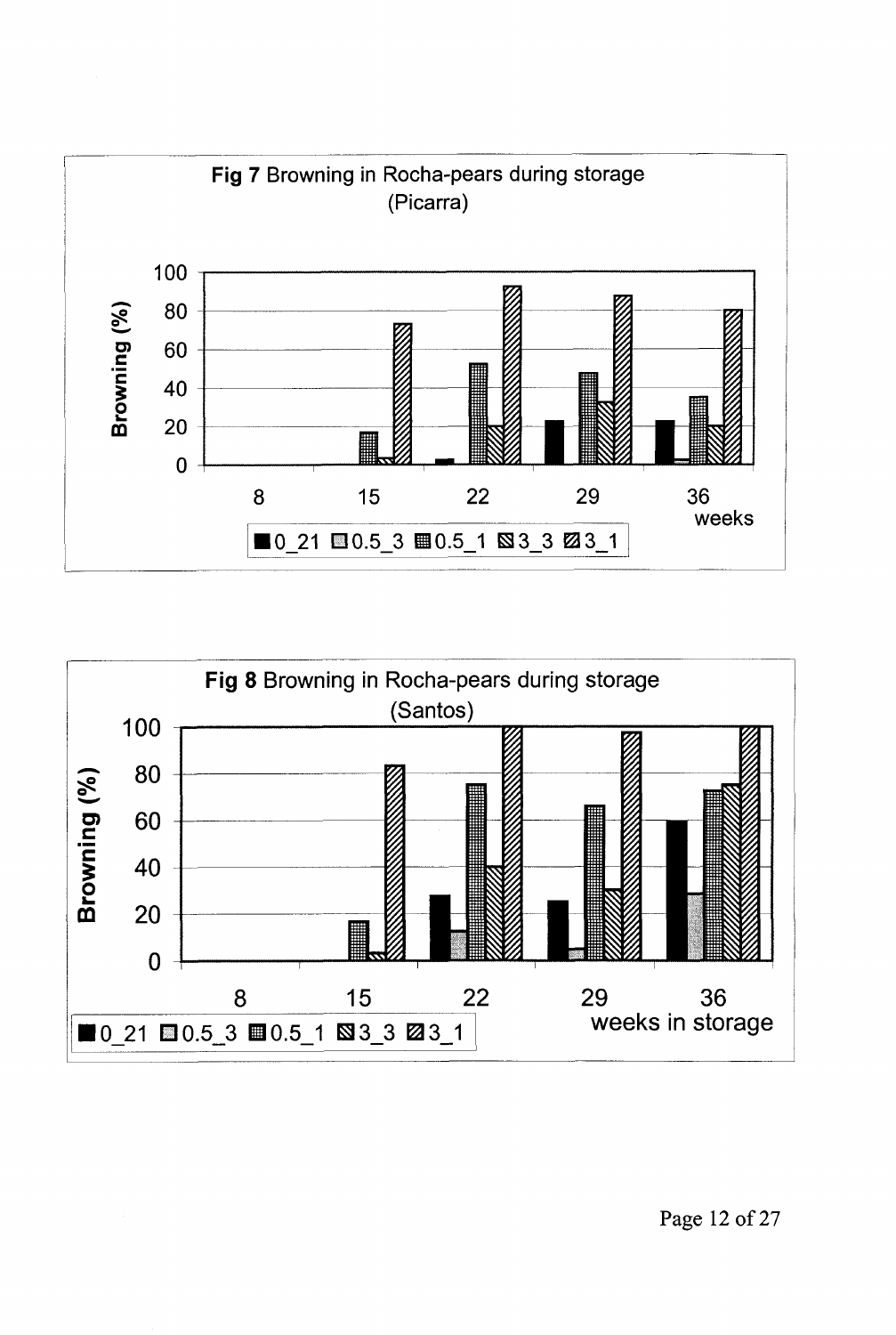**Fig 7** Browning in Rocha-pears during storage (Picarra)

**Fig 8** Browning in Rocha-pears during storage (Santos)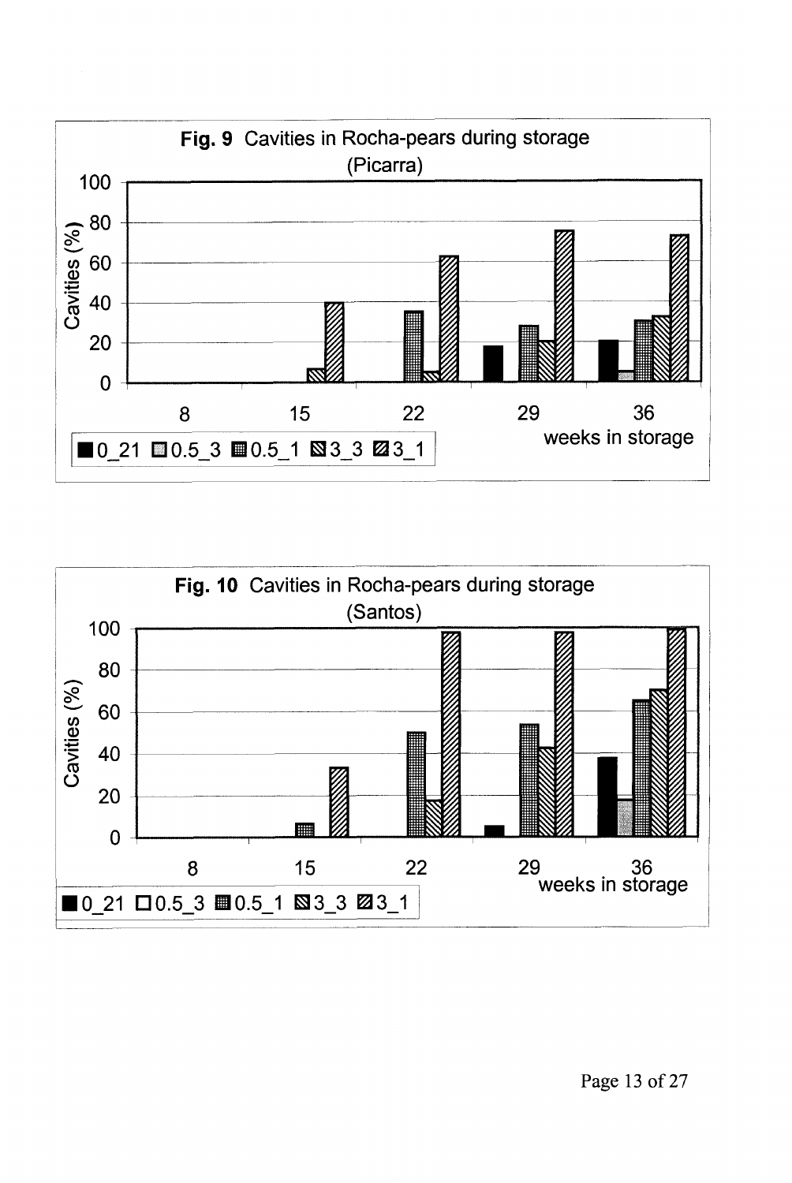**Fig. 9** Cavities in Rocha-pears during storage (Picarra)

**Fig. 10** Cavities in Rocha-pears during storage (Santos)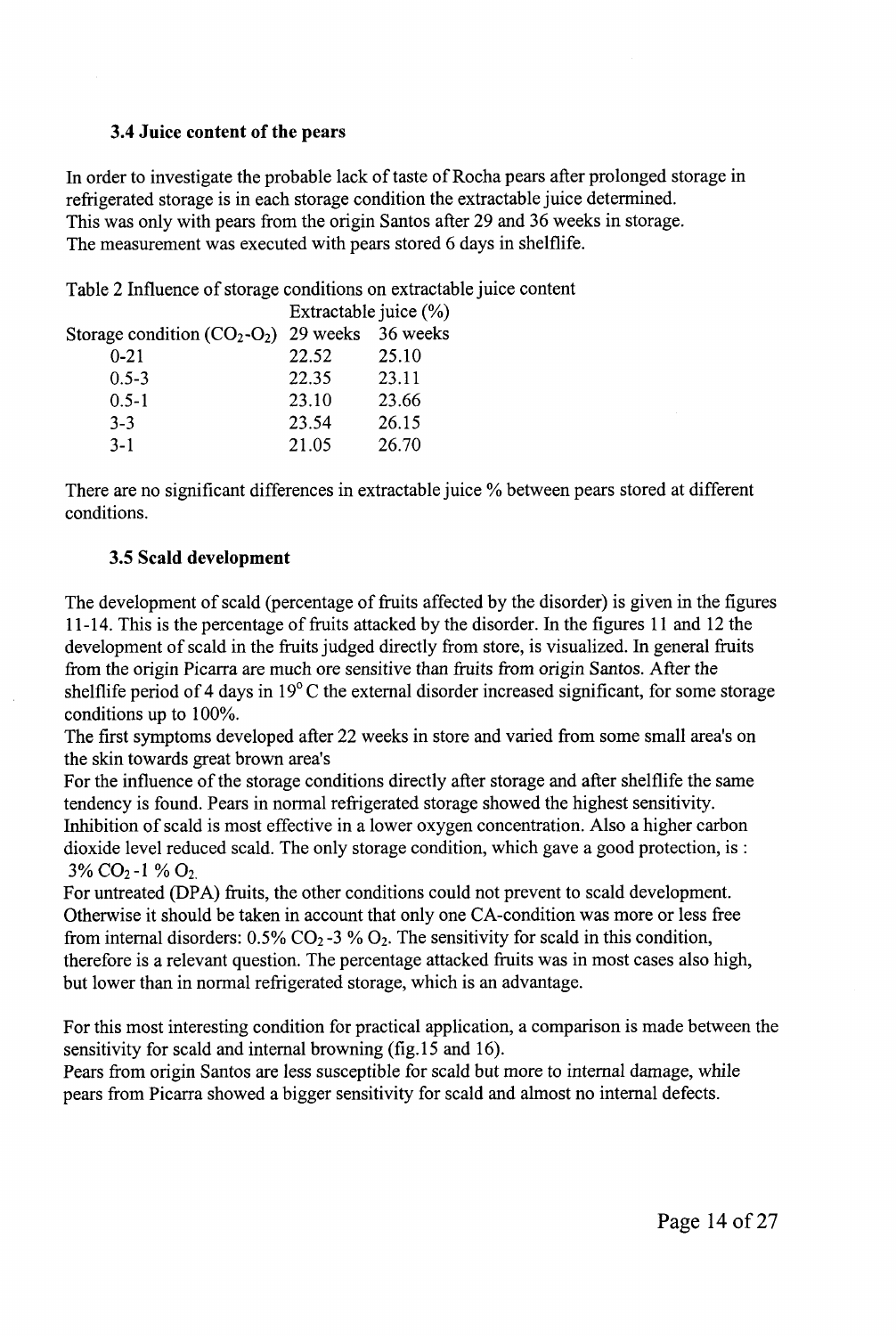### 3.4 Juice content of the pears

In order to investigate the probable lack of taste of Rocha pears after prolonged storage in refrigerated storage is in each storage condition the extractable juice determined.
This was only with pears from the origin Santos after 29 and 36 weeks in storage.
The measurement was executed with pears stored 6 days in shelflife.

Table 2 Influence of storage conditions on extractable juice content

| | Extractable juice (%) | |
|---|---|---|
| Storage condition ($CO_2$-$O_2$) | 29 weeks | 36 weeks |
| 0-21 | 22.52 | 25.10 |
| 0.5-3 | 22.35 | 23.11 |
| 0.5-1 | 23.10 | 23.66 |
| 3-3 | 23.54 | 26.15 |
| 3-1 | 21.05 | 26.70 |

There are no significant differences in extractable juice % between pears stored at different conditions.

### 3.5 Scald development

The development of scald (percentage of fruits affected by the disorder) is given in the figures 11-14. This is the percentage of fruits attacked by the disorder. In the figures 11 and 12 the development of scald in the fruits judged directly from store, is visualized. In general fruits from the origin Picarra are much ore sensitive than fruits from origin Santos. After the shelflife period of 4 days in 19° C the external disorder increased significant, for some storage conditions up to 100%.
The first symptoms developed after 22 weeks in store and varied from some small area's on the skin towards great brown area's
For the influence of the storage conditions directly after storage and after shelflife the same tendency is found. Pears in normal refrigerated storage showed the highest sensitivity. Inhibition of scald is most effective in a lower oxygen concentration. Also a higher carbon dioxide level reduced scald. The only storage condition, which gave a good protection, is :
3% $CO_2$ -1 % $O_2$.
For untreated (DPA) fruits, the other conditions could not prevent to scald development. Otherwise it should be taken in account that only one CA-condition was more or less free from internal disorders: 0.5% $CO_2$ -3 % $O_2$. The sensitivity for scald in this condition, therefore is a relevant question. The percentage attacked fruits was in most cases also high, but lower than in normal refrigerated storage, which is an advantage.

For this most interesting condition for practical application, a comparison is made between the sensitivity for scald and internal browning (fig.15 and 16).
Pears from origin Santos are less susceptible for scald but more to internal damage, while pears from Picarra showed a bigger sensitivity for scald and almost no internal defects.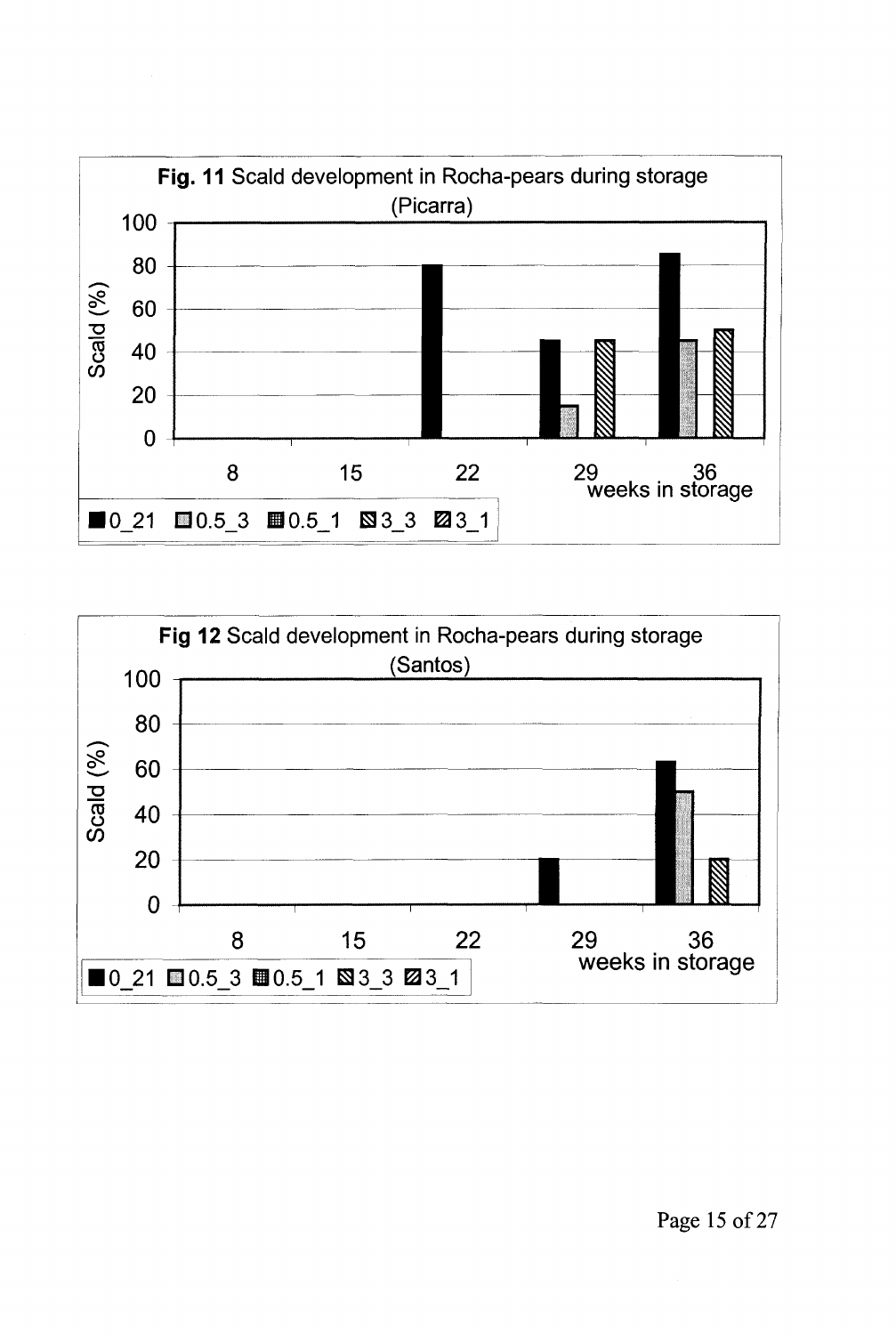**Fig. 11** Scald development in Rocha-pears during storage (Picarra)

Scald (%)

weeks in storage: 8, 15, 22, 29, 36

■0_21 ▨0.5_3 ▦0.5_1 ▧3_3 ▨3_1

**Fig 12** Scald development in Rocha-pears during storage (Santos)

Scald (%)

weeks in storage: 8, 15, 22, 29, 36

■0_21 ▨0.5_3 ▦0.5_1 ▧3_3 ▨3_1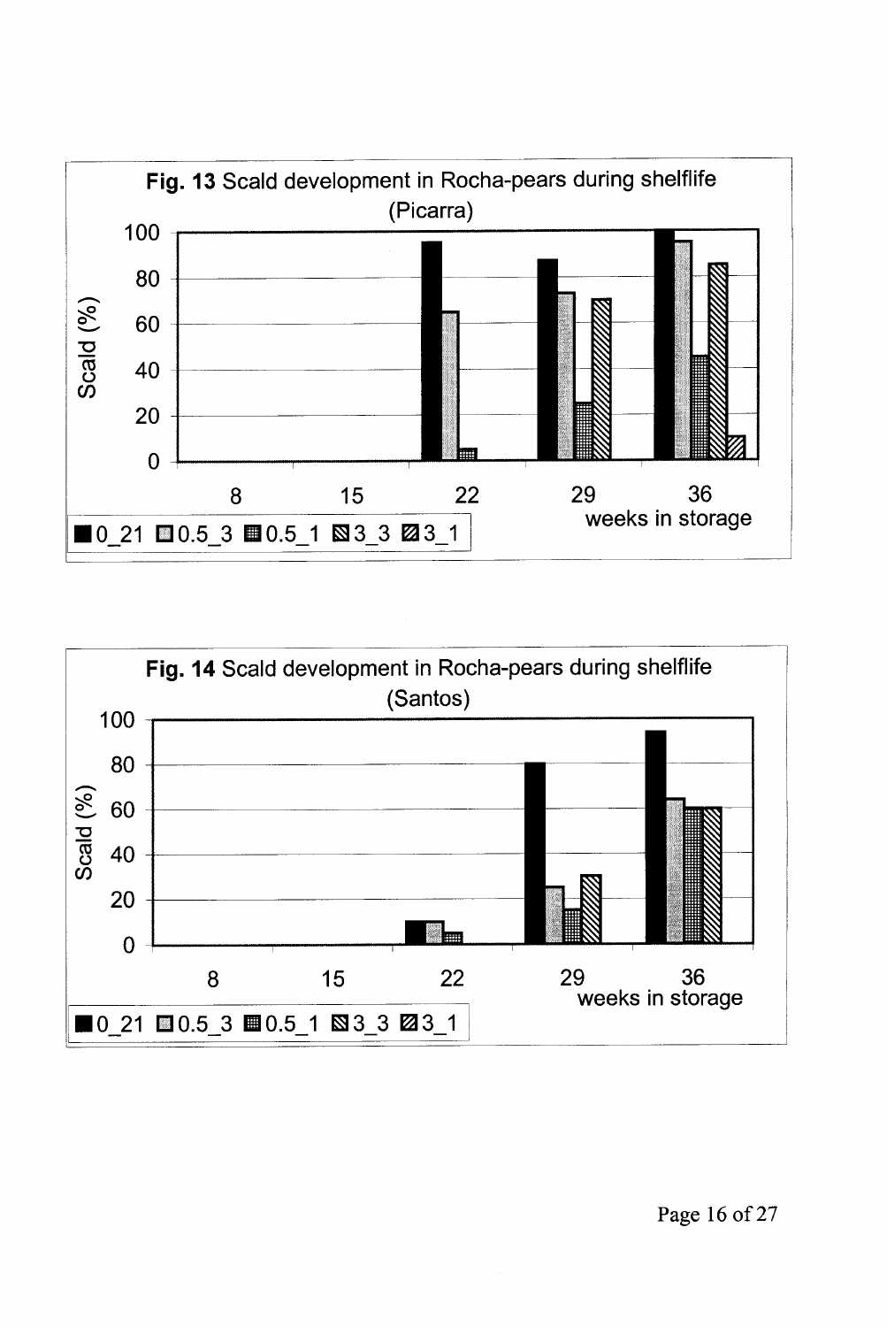**Fig. 13** Scald development in Rocha-pears during shelflife (Picarra)

**Fig. 14** Scald development in Rocha-pears during shelflife (Santos)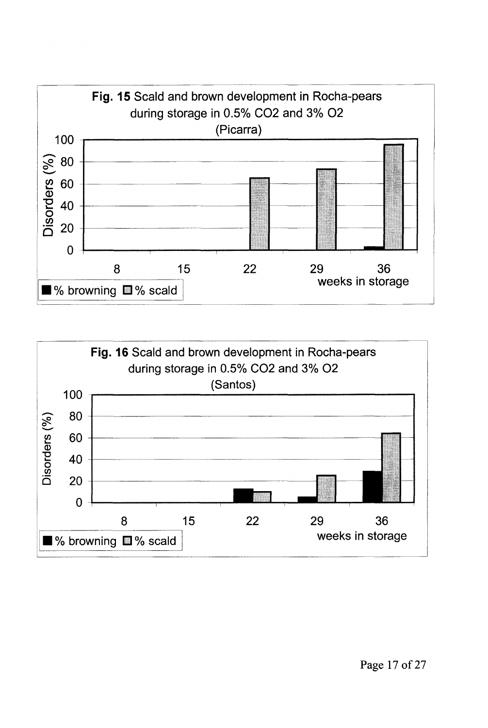**Fig. 15** Scald and brown development in Rocha-pears during storage in 0.5% $CO_2$ and 3% $O_2$ (Picarra)

**Fig. 16** Scald and brown development in Rocha-pears during storage in 0.5% $CO_2$ and 3% $O_2$ (Santos)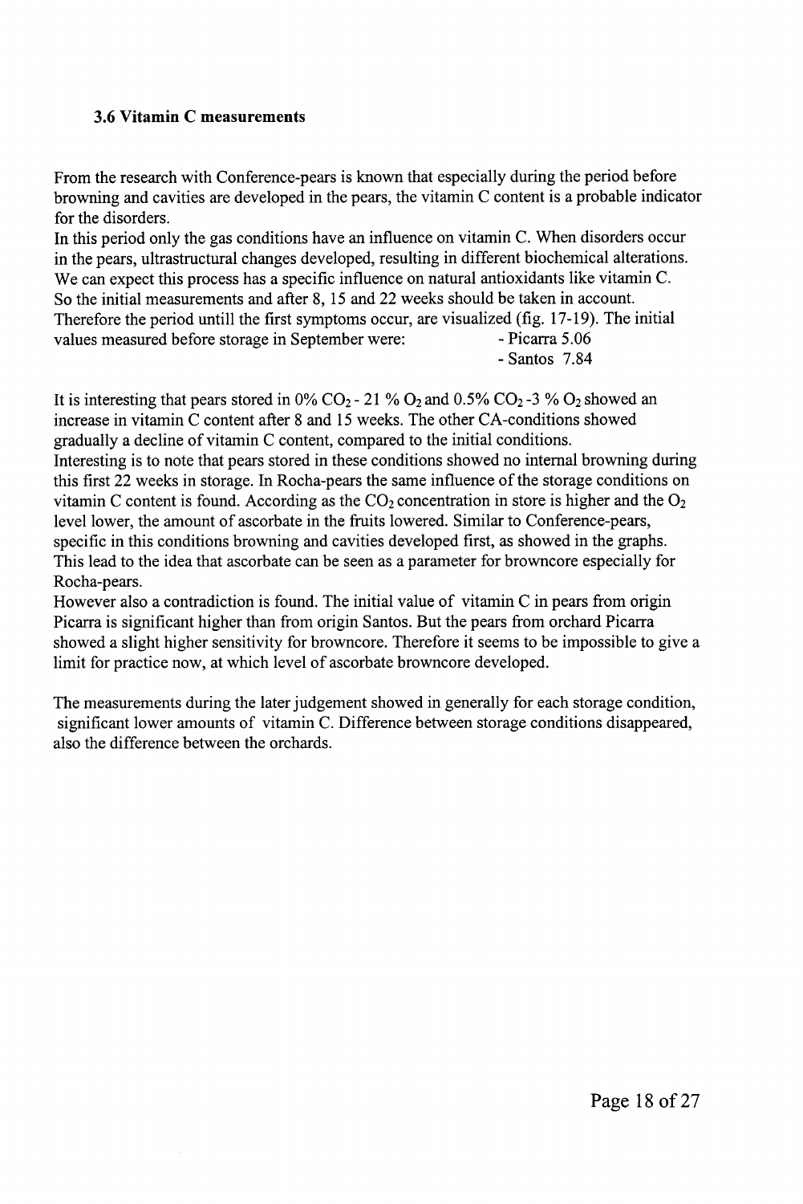### 3.6 Vitamin C measurements

From the research with Conference-pears is known that especially during the period before browning and cavities are developed in the pears, the vitamin C content is a probable indicator for the disorders.
In this period only the gas conditions have an influence on vitamin C. When disorders occur in the pears, ultrastructural changes developed, resulting in different biochemical alterations. We can expect this process has a specific influence on natural antioxidants like vitamin C. So the initial measurements and after 8, 15 and 22 weeks should be taken in account. Therefore the period untill the first symptoms occur, are visualized (fig. 17-19). The initial values measured before storage in September were:

- Picarra 5.06
- Santos 7.84

It is interesting that pears stored in 0% $CO_2$ - 21 % $O_2$ and 0.5% $CO_2$ -3 % $O_2$ showed an increase in vitamin C content after 8 and 15 weeks. The other CA-conditions showed gradually a decline of vitamin C content, compared to the initial conditions.
Interesting is to note that pears stored in these conditions showed no internal browning during this first 22 weeks in storage. In Rocha-pears the same influence of the storage conditions on vitamin C content is found. According as the $CO_2$ concentration in store is higher and the $O_2$ level lower, the amount of ascorbate in the fruits lowered. Similar to Conference-pears, specific in this conditions browning and cavities developed first, as showed in the graphs. This lead to the idea that ascorbate can be seen as a parameter for browncore especially for Rocha-pears.
However also a contradiction is found. The initial value of vitamin C in pears from origin Picarra is significant higher than from origin Santos. But the pears from orchard Picarra showed a slight higher sensitivity for browncore. Therefore it seems to be impossible to give a limit for practice now, at which level of ascorbate browncore developed.

The measurements during the later judgement showed in generally for each storage condition, significant lower amounts of vitamin C. Difference between storage conditions disappeared, also the difference between the orchards.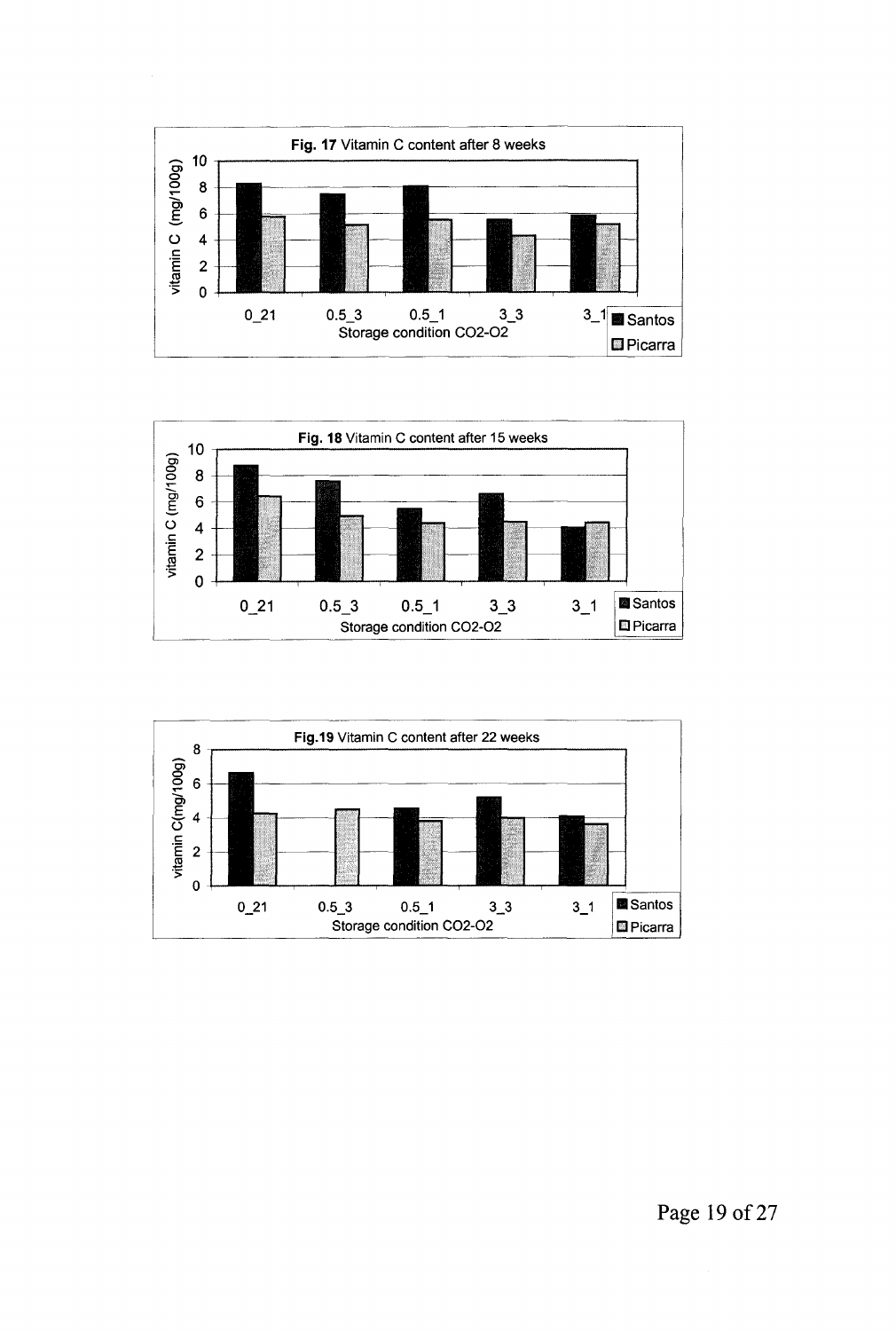**Fig. 17** Vitamin C content after 8 weeks

**Fig. 18** Vitamin C content after 15 weeks

**Fig.19** Vitamin C content after 22 weeks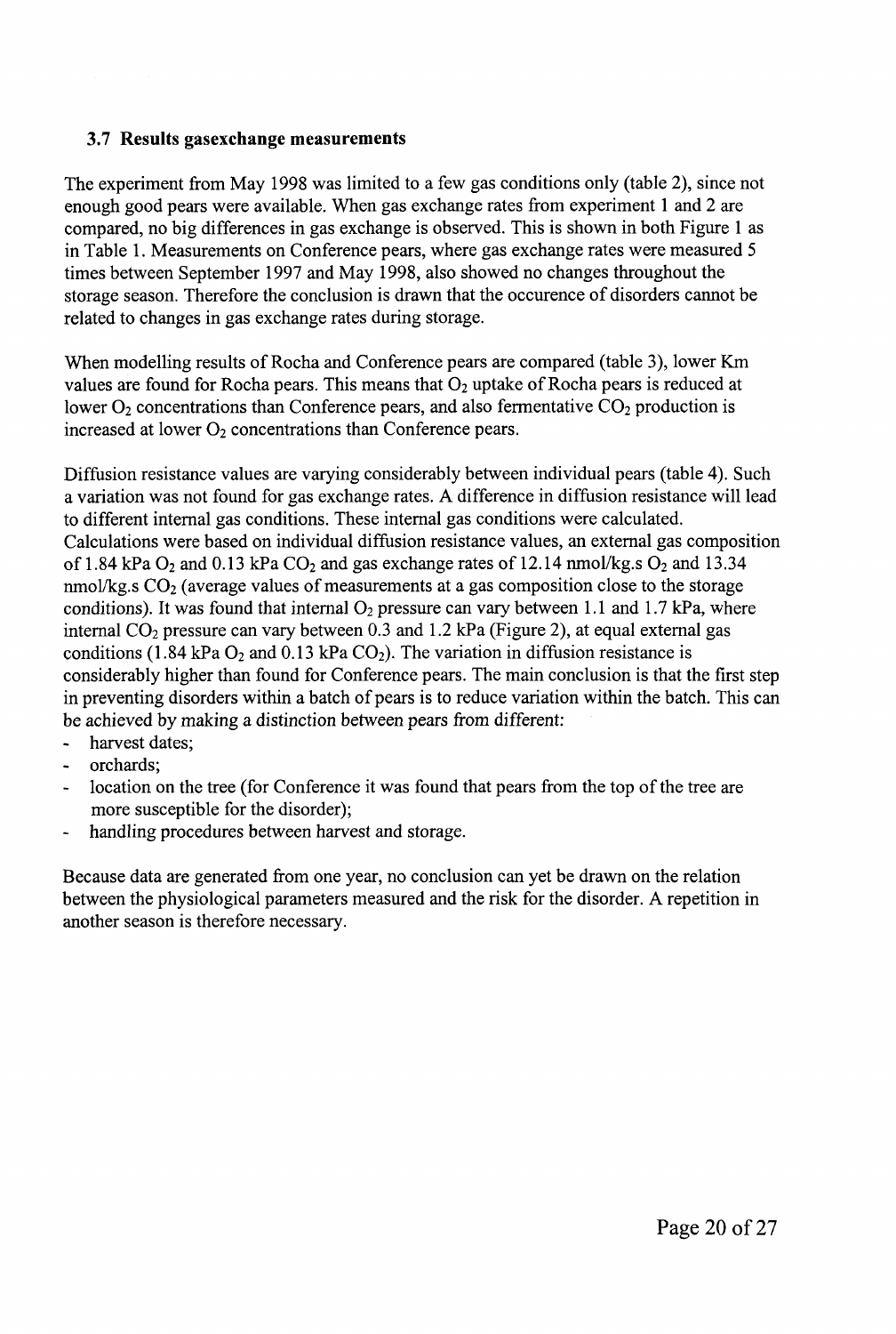### 3.7 Results gasexchange measurements

The experiment from May 1998 was limited to a few gas conditions only (table 2), since not enough good pears were available. When gas exchange rates from experiment 1 and 2 are compared, no big differences in gas exchange is observed. This is shown in both Figure 1 as in Table 1. Measurements on Conference pears, where gas exchange rates were measured 5 times between September 1997 and May 1998, also showed no changes throughout the storage season. Therefore the conclusion is drawn that the occurence of disorders cannot be related to changes in gas exchange rates during storage.

When modelling results of Rocha and Conference pears are compared (table 3), lower Km values are found for Rocha pears. This means that $O_2$ uptake of Rocha pears is reduced at lower $O_2$ concentrations than Conference pears, and also fermentative $CO_2$ production is increased at lower $O_2$ concentrations than Conference pears.

Diffusion resistance values are varying considerably between individual pears (table 4). Such a variation was not found for gas exchange rates. A difference in diffusion resistance will lead to different internal gas conditions. These internal gas conditions were calculated. Calculations were based on individual diffusion resistance values, an external gas composition of 1.84 kPa $O_2$ and 0.13 kPa $CO_2$ and gas exchange rates of 12.14 nmol/kg.s $O_2$ and 13.34 nmol/kg.s $CO_2$ (average values of measurements at a gas composition close to the storage conditions). It was found that internal $O_2$ pressure can vary between 1.1 and 1.7 kPa, where internal $CO_2$ pressure can vary between 0.3 and 1.2 kPa (Figure 2), at equal external gas conditions (1.84 kPa $O_2$ and 0.13 kPa $CO_2$). The variation in diffusion resistance is considerably higher than found for Conference pears. The main conclusion is that the first step in preventing disorders within a batch of pears is to reduce variation within the batch. This can be achieved by making a distinction between pears from different:

- harvest dates;
- orchards;
- location on the tree (for Conference it was found that pears from the top of the tree are more susceptible for the disorder);
- handling procedures between harvest and storage.

Because data are generated from one year, no conclusion can yet be drawn on the relation between the physiological parameters measured and the risk for the disorder. A repetition in another season is therefore necessary.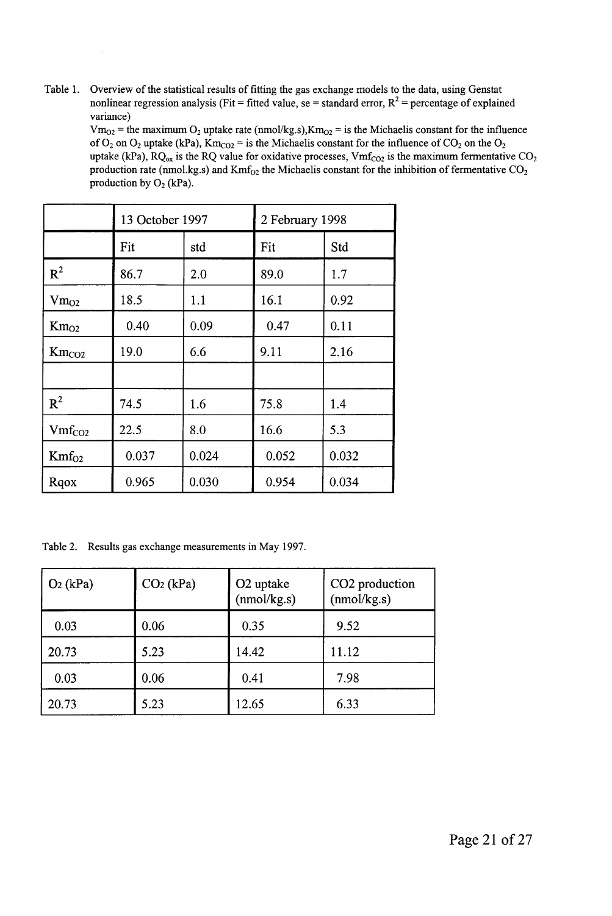Table 1. Overview of the statistical results of fitting the gas exchange models to the data, using Genstat nonlinear regression analysis (Fit = fitted value, se = standard error, $R^2$ = percentage of explained variance)

$Vm_{O2}$ = the maximum $O_2$ uptake rate (nmol/kg.s), $Km_{O2}$ = is the Michaelis constant for the influence of $O_2$ on $O_2$ uptake (kPa), $Km_{CO2}$ = is the Michaelis constant for the influence of $CO_2$ on the $O_2$ uptake (kPa), $RQ_{ox}$ is the RQ value for oxidative processes, $Vmf_{CO2}$ is the maximum fermentative $CO_2$ production rate (nmol.kg.s) and $Kmf_{O2}$ the Michaelis constant for the inhibition of fermentative $CO_2$ production by $O_2$ (kPa).

| | 13 October 1997 | | 2 February 1998 | |
|---|---|---|---|---|
| | Fit | std | Fit | Std |
| $R^2$ | 86.7 | 2.0 | 89.0 | 1.7 |
| $Vm_{O2}$ | 18.5 | 1.1 | 16.1 | 0.92 |
| $Km_{O2}$ | 0.40 | 0.09 | 0.47 | 0.11 |
| $Km_{CO2}$ | 19.0 | 6.6 | 9.11 | 2.16 |
| | | | | |
| $R^2$ | 74.5 | 1.6 | 75.8 | 1.4 |
| $Vmf_{CO2}$ | 22.5 | 8.0 | 16.6 | 5.3 |
| $Kmf_{O2}$ | 0.037 | 0.024 | 0.052 | 0.032 |
| Rqox | 0.965 | 0.030 | 0.954 | 0.034 |

Table 2. Results gas exchange measurements in May 1997.

| $O_2$ (kPa) | $CO_2$ (kPa) | O2 uptake (nmol/kg.s) | CO2 production (nmol/kg.s) |
|---|---|---|---|
| 0.03 | 0.06 | 0.35 | 9.52 |
| 20.73 | 5.23 | 14.42 | 11.12 |
| 0.03 | 0.06 | 0.41 | 7.98 |
| 20.73 | 5.23 | 12.65 | 6.33 |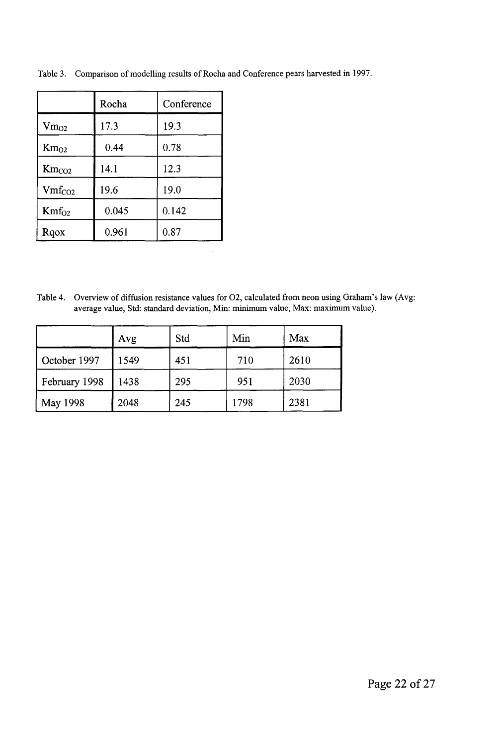Table 3. Comparison of modelling results of Rocha and Conference pears harvested in 1997.

| | Rocha | Conference |
|---|---|---|
| $Vm_{O2}$ | 17.3 | 19.3 |
| $Km_{O2}$ | 0.44 | 0.78 |
| $Km_{CO2}$ | 14.1 | 12.3 |
| $Vmf_{CO2}$ | 19.6 | 19.0 |
| $Kmf_{O2}$ | 0.045 | 0.142 |
| Rqox | 0.961 | 0.87 |

Table 4. Overview of diffusion resistance values for O2, calculated from neon using Graham's law (Avg: average value, Std: standard deviation, Min: minimum value, Max: maximum value).

| | Avg | Std | Min | Max |
|---|---|---|---|---|
| October 1997 | 1549 | 451 | 710 | 2610 |
| February 1998 | 1438 | 295 | 951 | 2030 |
| May 1998 | 2048 | 245 | 1798 | 2381 |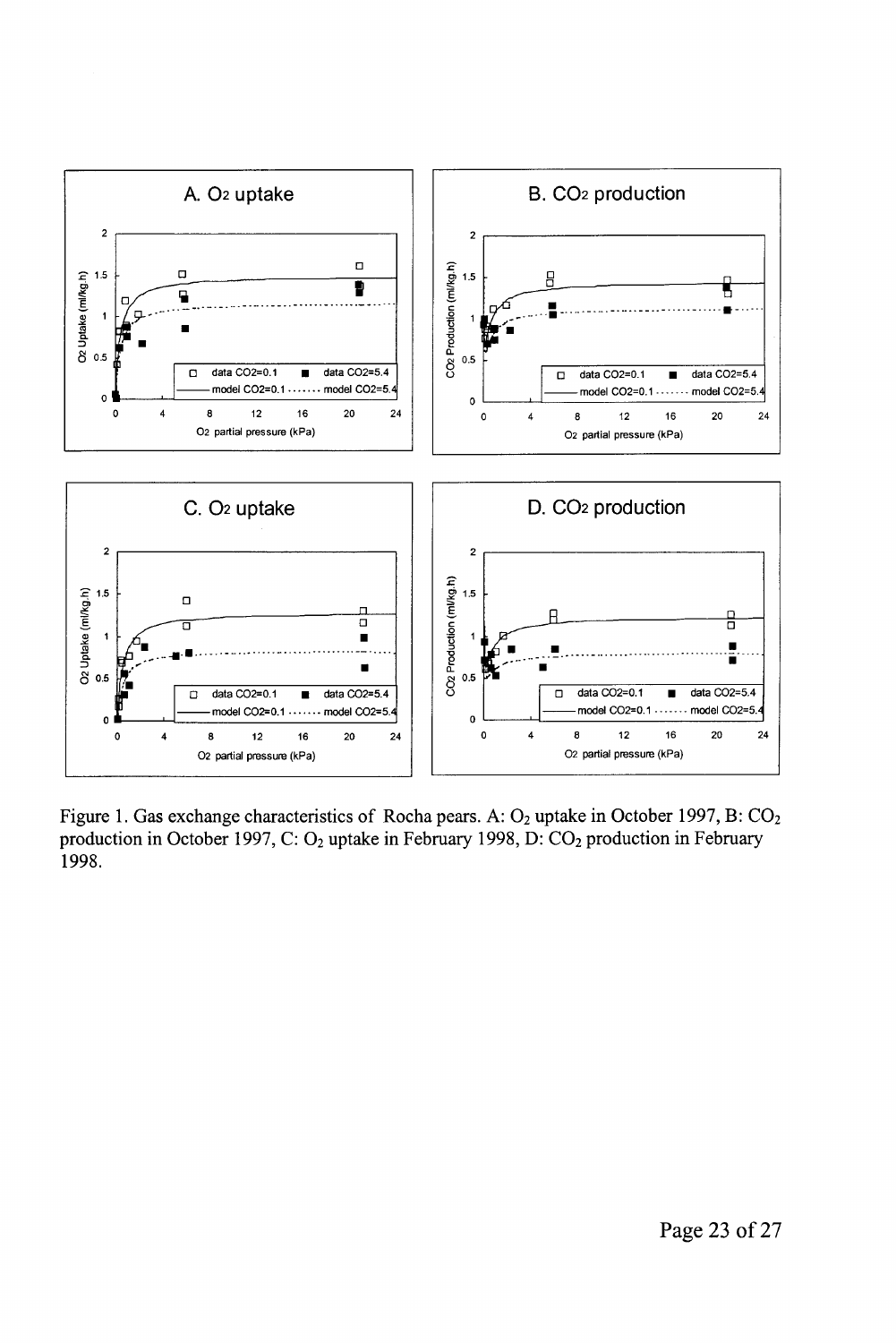Figure 1. Gas exchange characteristics of Rocha pears. A: $O_2$ uptake in October 1997, B: $CO_2$ production in October 1997, C: $O_2$ uptake in February 1998, D: $CO_2$ production in February 1998.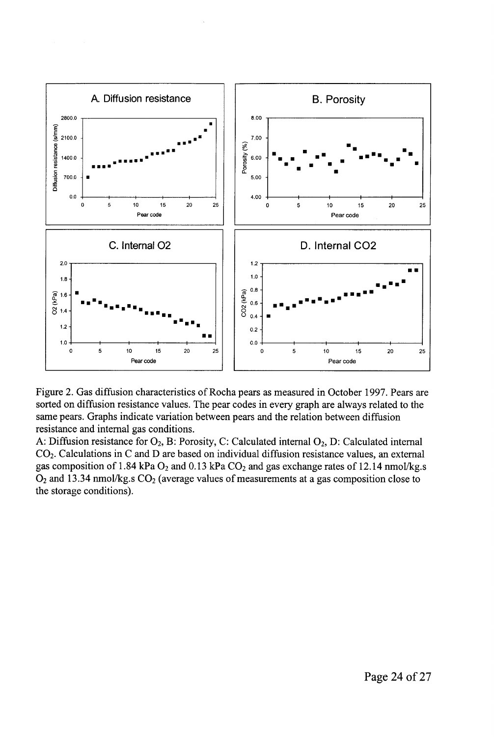Figure 2. Gas diffusion characteristics of Rocha pears as measured in October 1997. Pears are sorted on diffusion resistance values. The pear codes in every graph are always related to the same pears. Graphs indicate variation between pears and the relation between diffusion resistance and internal gas conditions.

A: Diffusion resistance for $O_2$, B: Porosity, C: Calculated internal $O_2$, D: Calculated internal $CO_2$. Calculations in C and D are based on individual diffusion resistance values, an external gas composition of 1.84 kPa $O_2$ and 0.13 kPa $CO_2$ and gas exchange rates of 12.14 nmol/kg.s $O_2$ and 13.34 nmol/kg.s $CO_2$ (average values of measurements at a gas composition close to the storage conditions).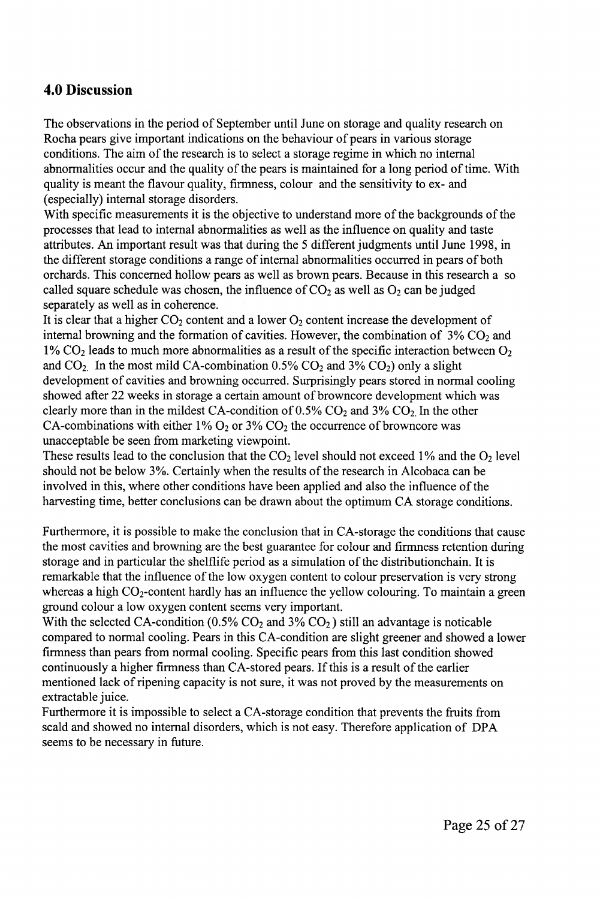## 4.0 Discussion

The observations in the period of September until June on storage and quality research on Rocha pears give important indications on the behaviour of pears in various storage conditions. The aim of the research is to select a storage regime in which no internal abnormalities occur and the quality of the pears is maintained for a long period of time. With quality is meant the flavour quality, firmness, colour and the sensitivity to ex- and (especially) internal storage disorders.
With specific measurements it is the objective to understand more of the backgrounds of the processes that lead to internal abnormalities as well as the influence on quality and taste attributes. An important result was that during the 5 different judgments until June 1998, in the different storage conditions a range of internal abnormalities occurred in pears of both orchards. This concerned hollow pears as well as brown pears. Because in this research a so called square schedule was chosen, the influence of $CO_2$ as well as $O_2$ can be judged separately as well as in coherence.
It is clear that a higher $CO_2$ content and a lower $O_2$ content increase the development of internal browning and the formation of cavities. However, the combination of 3% $CO_2$ and 1% $CO_2$ leads to much more abnormalities as a result of the specific interaction between $O_2$ and $CO_2$. In the most mild CA-combination 0.5% $CO_2$ and 3% $CO_2$) only a slight development of cavities and browning occurred. Surprisingly pears stored in normal cooling showed after 22 weeks in storage a certain amount of browncore development which was clearly more than in the mildest CA-condition of 0.5% $CO_2$ and 3% $CO_2$. In the other CA-combinations with either 1% $O_2$ or 3% $CO_2$ the occurrence of browncore was unacceptable be seen from marketing viewpoint.
These results lead to the conclusion that the $CO_2$ level should not exceed 1% and the $O_2$ level should not be below 3%. Certainly when the results of the research in Alcobaca can be involved in this, where other conditions have been applied and also the influence of the harvesting time, better conclusions can be drawn about the optimum CA storage conditions.

Furthermore, it is possible to make the conclusion that in CA-storage the conditions that cause the most cavities and browning are the best guarantee for colour and firmness retention during storage and in particular the shelflife period as a simulation of the distributionchain. It is remarkable that the influence of the low oxygen content to colour preservation is very strong whereas a high $CO_2$-content hardly has an influence the yellow colouring. To maintain a green ground colour a low oxygen content seems very important.
With the selected CA-condition (0.5% $CO_2$ and 3% $CO_2$ ) still an advantage is noticable compared to normal cooling. Pears in this CA-condition are slight greener and showed a lower firmness than pears from normal cooling. Specific pears from this last condition showed continuously a higher firmness than CA-stored pears. If this is a result of the earlier mentioned lack of ripening capacity is not sure, it was not proved by the measurements on extractable juice.
Furthermore it is impossible to select a CA-storage condition that prevents the fruits from scald and showed no internal disorders, which is not easy. Therefore application of DPA seems to be necessary in future.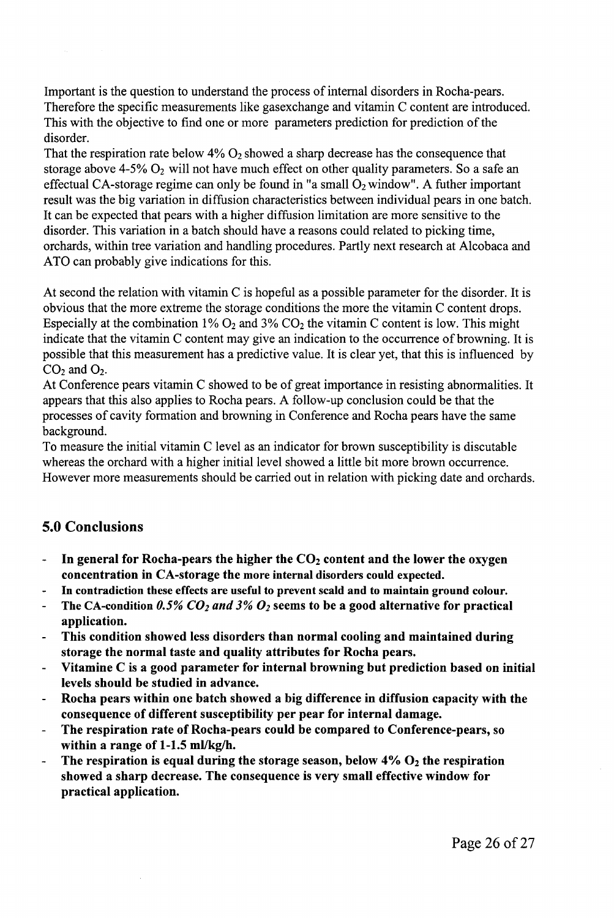Important is the question to understand the process of internal disorders in Rocha-pears. Therefore the specific measurements like gasexchange and vitamin C content are introduced. This with the objective to find one or more parameters prediction for prediction of the disorder.

That the respiration rate below 4% $O_2$ showed a sharp decrease has the consequence that storage above 4-5% $O_2$ will not have much effect on other quality parameters. So a safe an effectual CA-storage regime can only be found in "a small $O_2$ window". A futher important result was the big variation in diffusion characteristics between individual pears in one batch. It can be expected that pears with a higher diffusion limitation are more sensitive to the disorder. This variation in a batch should have a reasons could related to picking time, orchards, within tree variation and handling procedures. Partly next research at Alcobaca and ATO can probably give indications for this.

At second the relation with vitamin C is hopeful as a possible parameter for the disorder. It is obvious that the more extreme the storage conditions the more the vitamin C content drops. Especially at the combination 1% $O_2$ and 3% $CO_2$ the vitamin C content is low. This might indicate that the vitamin C content may give an indication to the occurrence of browning. It is possible that this measurement has a predictive value. It is clear yet, that this is influenced by $CO_2$ and $O_2$.

At Conference pears vitamin C showed to be of great importance in resisting abnormalities. It appears that this also applies to Rocha pears. A follow-up conclusion could be that the processes of cavity formation and browning in Conference and Rocha pears have the same background.

To measure the initial vitamin C level as an indicator for brown susceptibility is discutable whereas the orchard with a higher initial level showed a little bit more brown occurrence. However more measurements should be carried out in relation with picking date and orchards.

## 5.0 Conclusions

- **In general for Rocha-pears the higher the $CO_2$ content and the lower the oxygen concentration in CA-storage the more internal disorders could expected.**
- **In contradiction these effects are useful to prevent scald and to maintain ground colour.**
- **The CA-condition *0.5% $CO_2$ and 3% $O_2$* seems to be a good alternative for practical application.**
- **This condition showed less disorders than normal cooling and maintained during storage the normal taste and quality attributes for Rocha pears.**
- **Vitamine C is a good parameter for internal browning but prediction based on initial levels should be studied in advance.**
- **Rocha pears within one batch showed a big difference in diffusion capacity with the consequence of different susceptibility per pear for internal damage.**
- **The respiration rate of Rocha-pears could be compared to Conference-pears, so within a range of 1-1.5 ml/kg/h.**
- **The respiration is equal during the storage season, below 4% $O_2$ the respiration showed a sharp decrease. The consequence is very small effective window for practical application.**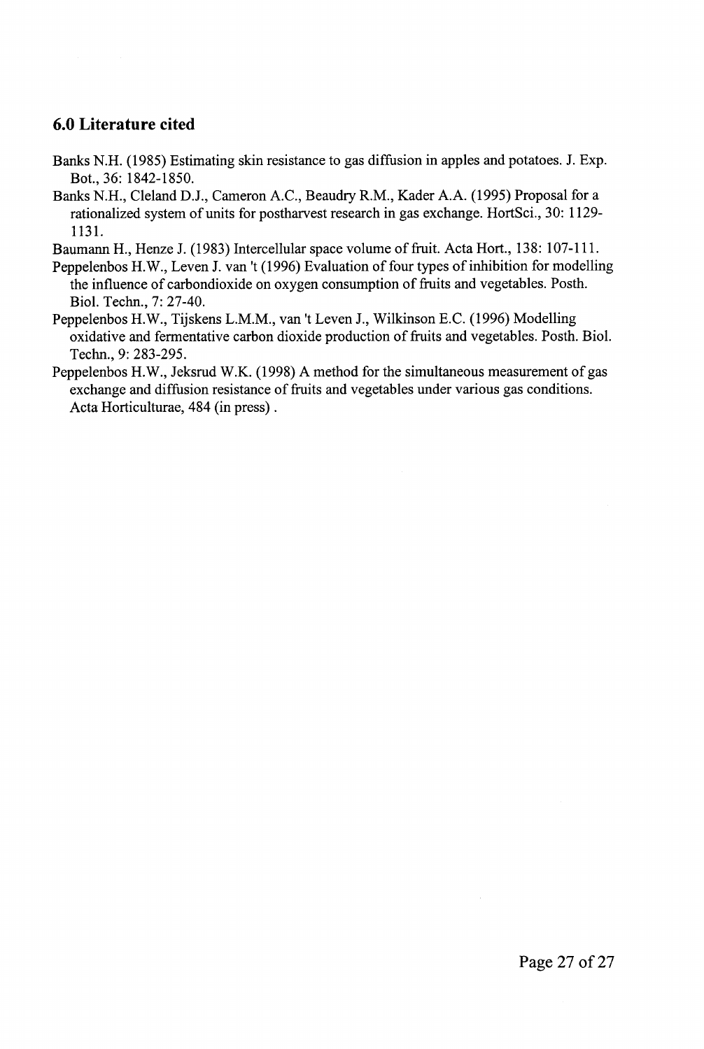## 6.0 Literature cited

Banks N.H. (1985) Estimating skin resistance to gas diffusion in apples and potatoes. J. Exp. Bot., 36: 1842-1850.

Banks N.H., Cleland D.J., Cameron A.C., Beaudry R.M., Kader A.A. (1995) Proposal for a rationalized system of units for postharvest research in gas exchange. HortSci., 30: 1129-1131.

Baumann H., Henze J. (1983) Intercellular space volume of fruit. Acta Hort., 138: 107-111.

Peppelenbos H.W., Leven J. van 't (1996) Evaluation of four types of inhibition for modelling the influence of carbondioxide on oxygen consumption of fruits and vegetables. Posth. Biol. Techn., 7: 27-40.

Peppelenbos H.W., Tijskens L.M.M., van 't Leven J., Wilkinson E.C. (1996) Modelling oxidative and fermentative carbon dioxide production of fruits and vegetables. Posth. Biol. Techn., 9: 283-295.

Peppelenbos H.W., Jeksrud W.K. (1998) A method for the simultaneous measurement of gas exchange and diffusion resistance of fruits and vegetables under various gas conditions. Acta Horticulturae, 484 (in press) .